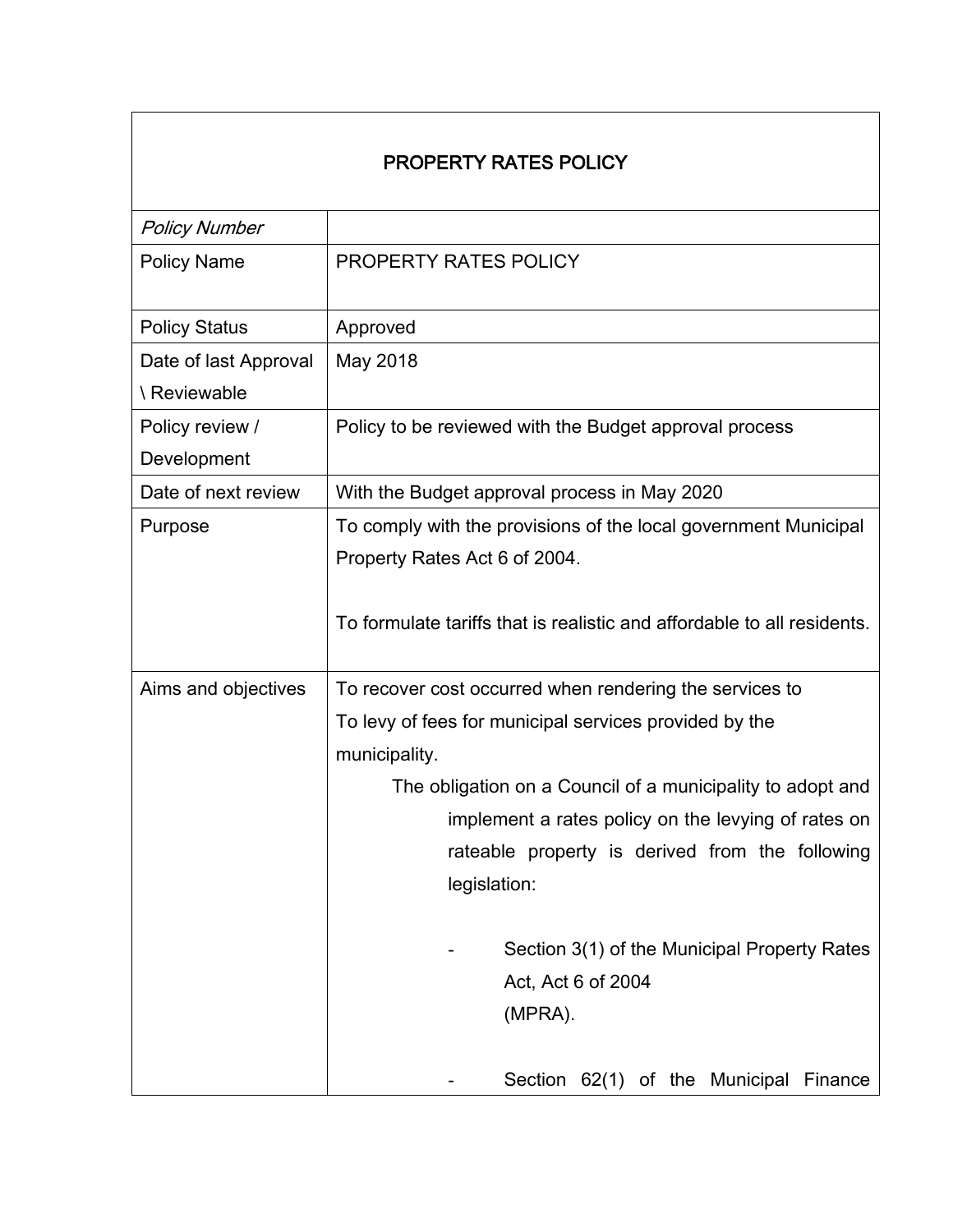| PROPERTY RATES POLICY | |
|---|---|
| *Policy Number* | |
| Policy Name | PROPERTY RATES POLICY |
| Policy Status | Approved |
| Date of last Approval \ Reviewable | May 2018 |
| Policy review / Development | Policy to be reviewed with the Budget approval process |
| Date of next review | With the Budget approval process in May 2020 |
| Purpose | To comply with the provisions of the local government Municipal Property Rates Act 6 of 2004.<br><br>To formulate tariffs that is realistic and affordable to all residents. |
| Aims and objectives | To recover cost occurred when rendering the services to<br>To levy of fees for municipal services provided by the municipality.<br>The obligation on a Council of a municipality to adopt and implement a rates policy on the levying of rates on rateable property is derived from the following legislation:<br><br>- Section 3(1) of the Municipal Property Rates Act, Act 6 of 2004 (MPRA).<br><br>- Section 62(1) of the Municipal Finance |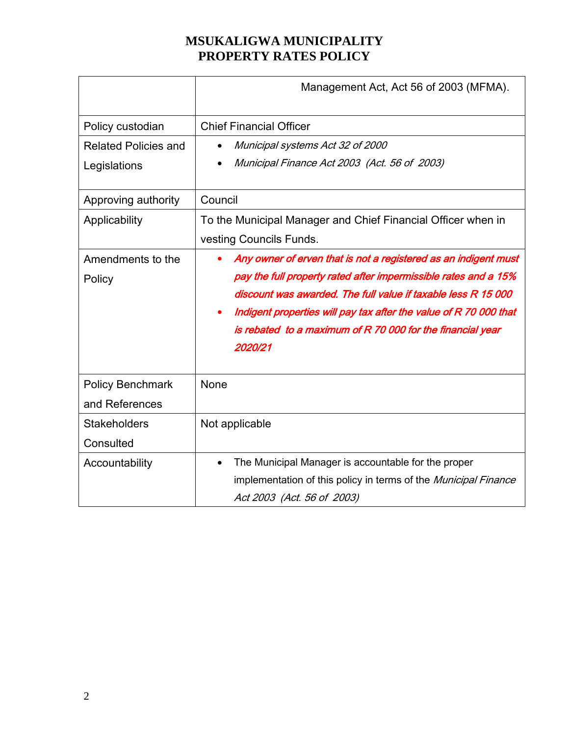# MSUKALIGWA MUNICIPALITY
# PROPERTY RATES POLICY

| | |
|---|---|
| | Management Act, Act 56 of 2003 (MFMA). |
| Policy custodian | Chief Financial Officer |
| Related Policies and Legislations | • *Municipal systems Act 32 of 2000*<br>• *Municipal Finance Act 2003 (Act. 56 of 2003)* |
| Approving authority | Council |
| Applicability | To the Municipal Manager and Chief Financial Officer when in vesting Councils Funds. |
| Amendments to the Policy | • ***Any owner of erven that is not a registered as an indigent must pay the full property rated after impermissible rates and a 15% discount was awarded. The full value if taxable less R 15 000***<br>• ***Indigent properties will pay tax after the value of R 70 000 that is rebated to a maximum of R 70 000 for the financial year 2020/21*** |
| Policy Benchmark and References | None |
| Stakeholders Consulted | Not applicable |
| Accountability | • The Municipal Manager is accountable for the proper implementation of this policy in terms of the *Municipal Finance Act 2003 (Act. 56 of 2003)* |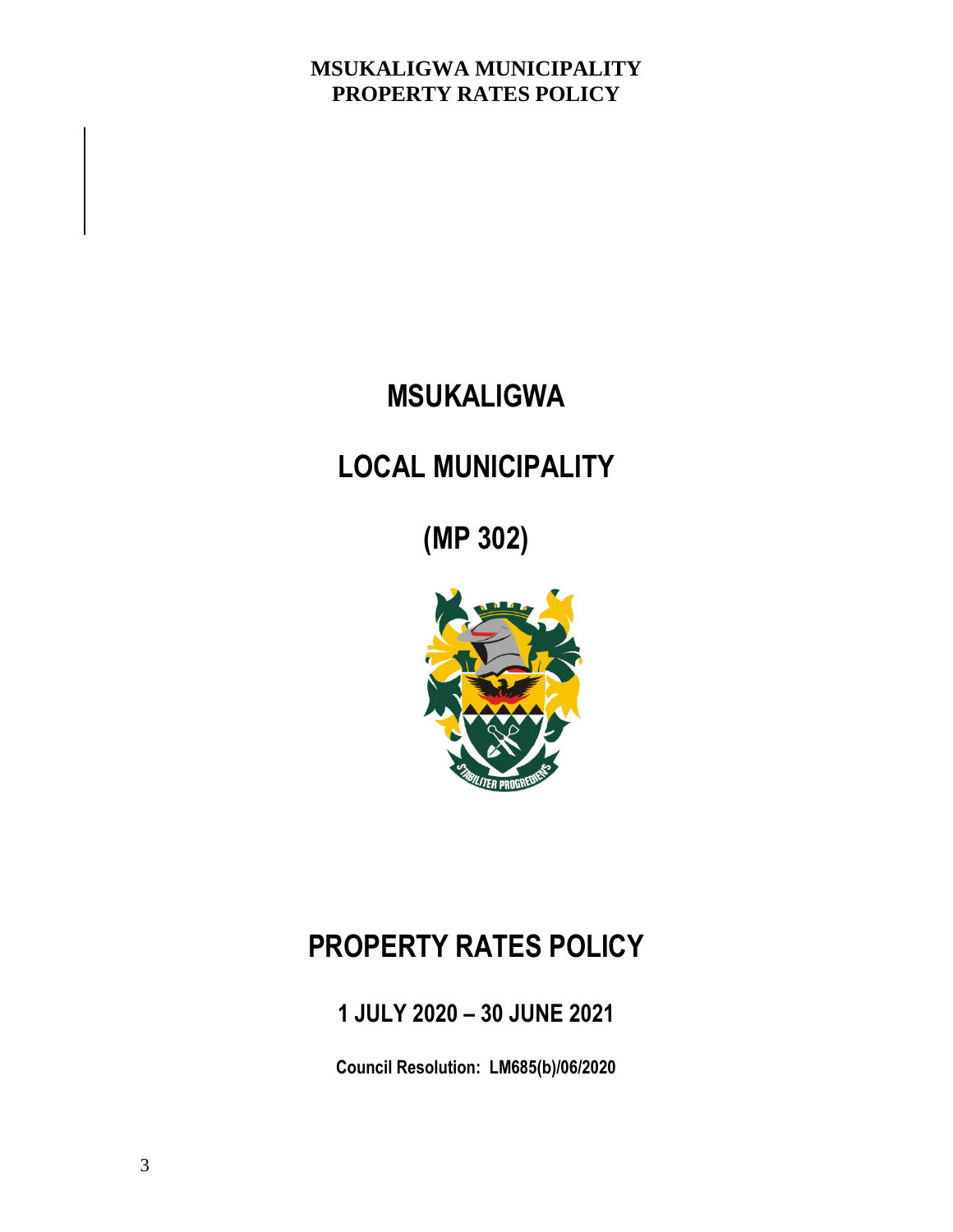# MSUKALIGWA

# LOCAL MUNICIPALITY

# (MP 302)

# PROPERTY RATES POLICY

## 1 JULY 2020 – 30 JUNE 2021

**Council Resolution: LM685(b)/06/2020**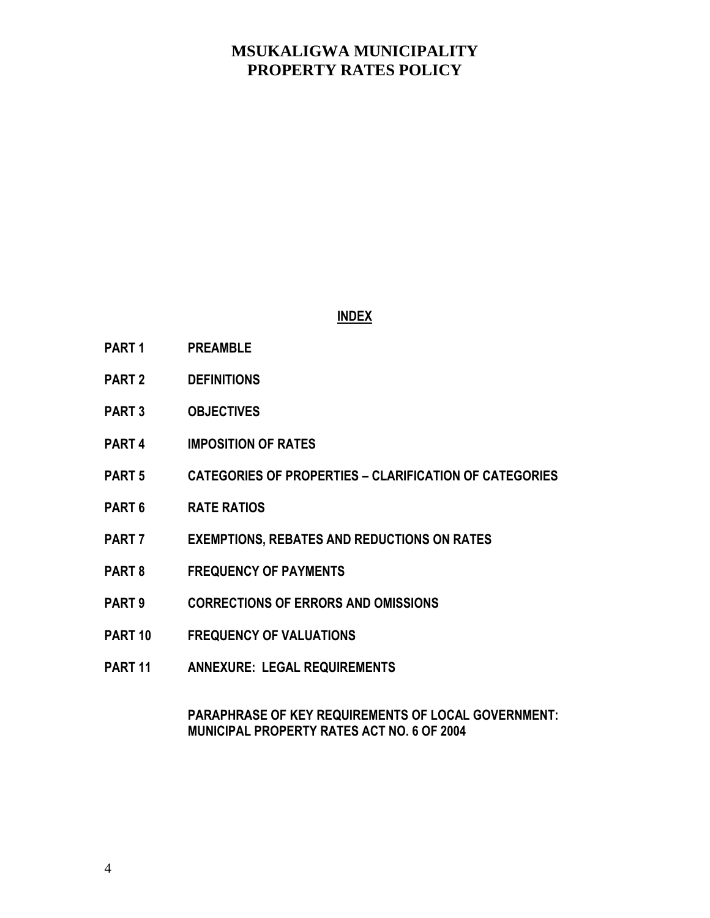# MSUKALIGWA MUNICIPALITY
# PROPERTY RATES POLICY

## INDEX

| | |
|---|---|
| **PART 1** | **PREAMBLE** |
| **PART 2** | **DEFINITIONS** |
| **PART 3** | **OBJECTIVES** |
| **PART 4** | **IMPOSITION OF RATES** |
| **PART 5** | **CATEGORIES OF PROPERTIES – CLARIFICATION OF CATEGORIES** |
| **PART 6** | **RATE RATIOS** |
| **PART 7** | **EXEMPTIONS, REBATES AND REDUCTIONS ON RATES** |
| **PART 8** | **FREQUENCY OF PAYMENTS** |
| **PART 9** | **CORRECTIONS OF ERRORS AND OMISSIONS** |
| **PART 10** | **FREQUENCY OF VALUATIONS** |
| **PART 11** | **ANNEXURE: LEGAL REQUIREMENTS** |
| | **PARAPHRASE OF KEY REQUIREMENTS OF LOCAL GOVERNMENT: MUNICIPAL PROPERTY RATES ACT NO. 6 OF 2004** |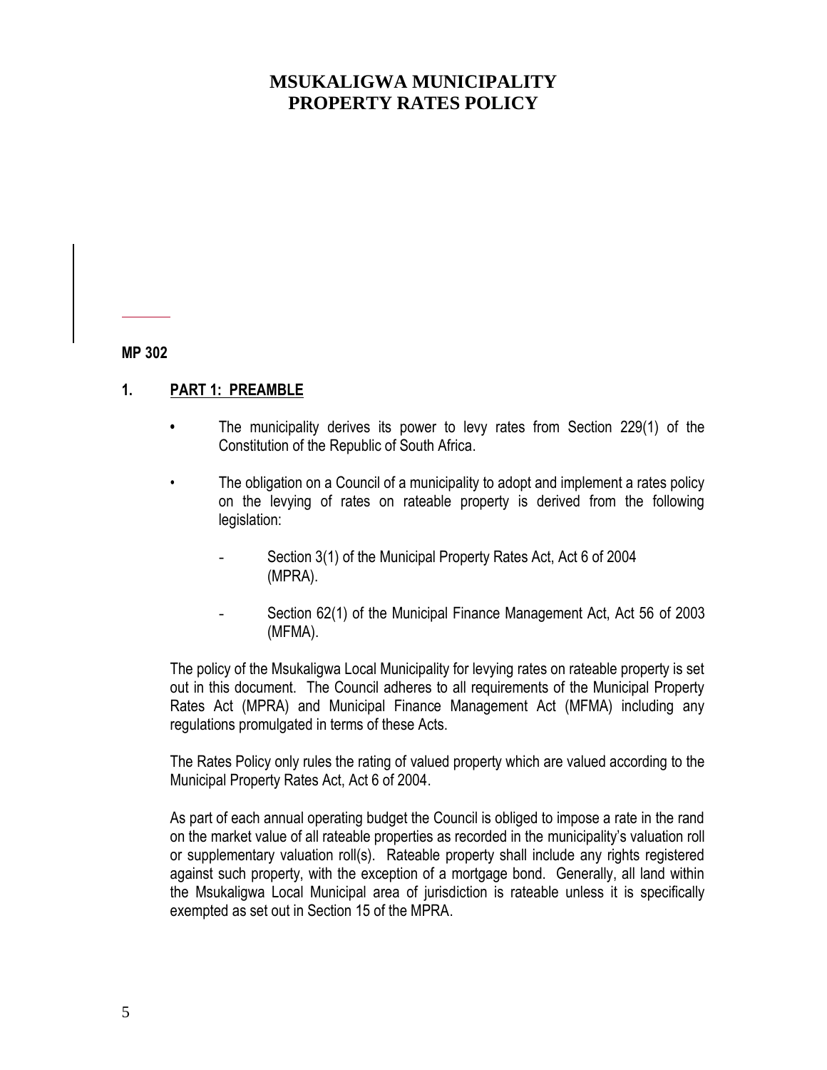# MSUKALIGWA MUNICIPALITY
# PROPERTY RATES POLICY

**MP 302**

## 1. PART 1: PREAMBLE

- The municipality derives its power to levy rates from Section 229(1) of the Constitution of the Republic of South Africa.
- The obligation on a Council of a municipality to adopt and implement a rates policy on the levying of rates on rateable property is derived from the following legislation:
    - Section 3(1) of the Municipal Property Rates Act, Act 6 of 2004 (MPRA).
    - Section 62(1) of the Municipal Finance Management Act, Act 56 of 2003 (MFMA).

The policy of the Msukaligwa Local Municipality for levying rates on rateable property is set out in this document. The Council adheres to all requirements of the Municipal Property Rates Act (MPRA) and Municipal Finance Management Act (MFMA) including any regulations promulgated in terms of these Acts.

The Rates Policy only rules the rating of valued property which are valued according to the Municipal Property Rates Act, Act 6 of 2004.

As part of each annual operating budget the Council is obliged to impose a rate in the rand on the market value of all rateable properties as recorded in the municipality's valuation roll or supplementary valuation roll(s). Rateable property shall include any rights registered against such property, with the exception of a mortgage bond. Generally, all land within the Msukaligwa Local Municipal area of jurisdiction is rateable unless it is specifically exempted as set out in Section 15 of the MPRA.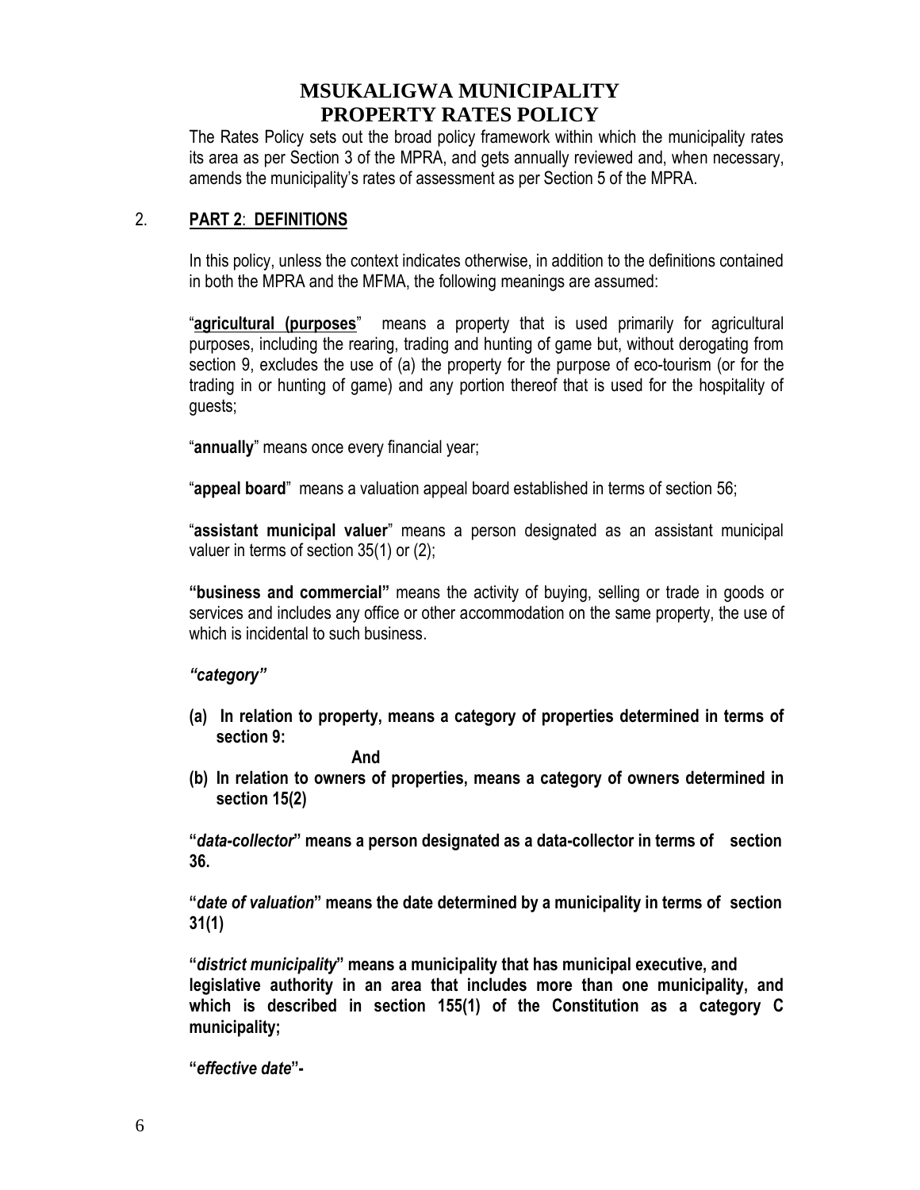# MSUKALIGWA MUNICIPALITY
# PROPERTY RATES POLICY

The Rates Policy sets out the broad policy framework within which the municipality rates its area as per Section 3 of the MPRA, and gets annually reviewed and, when necessary, amends the municipality's rates of assessment as per Section 5 of the MPRA.

## 2. **PART 2**: **DEFINITIONS**

In this policy, unless the context indicates otherwise, in addition to the definitions contained in both the MPRA and the MFMA, the following meanings are assumed:

"**agricultural (purposes**" means a property that is used primarily for agricultural purposes, including the rearing, trading and hunting of game but, without derogating from section 9, excludes the use of (a) the property for the purpose of eco-tourism (or for the trading in or hunting of game) and any portion thereof that is used for the hospitality of guests;

"**annually**" means once every financial year;

"**appeal board**" means a valuation appeal board established in terms of section 56;

"**assistant municipal valuer**" means a person designated as an assistant municipal valuer in terms of section 35(1) or (2);

**"business and commercial"** means the activity of buying, selling or trade in goods or services and includes any office or other accommodation on the same property, the use of which is incidental to such business.

***"category"***

**(a) In relation to property, means a category of properties determined in terms of section 9:**

**And**

**(b) In relation to owners of properties, means a category of owners determined in section 15(2)**

**"*data-collector*" means a person designated as a data-collector in terms of section 36.**

**"*date of valuation*" means the date determined by a municipality in terms of section 31(1)**

**"*district municipality*" means a municipality that has municipal executive, and legislative authority in an area that includes more than one municipality, and which is described in section 155(1) of the Constitution as a category C municipality;**

**"*effective date*"-**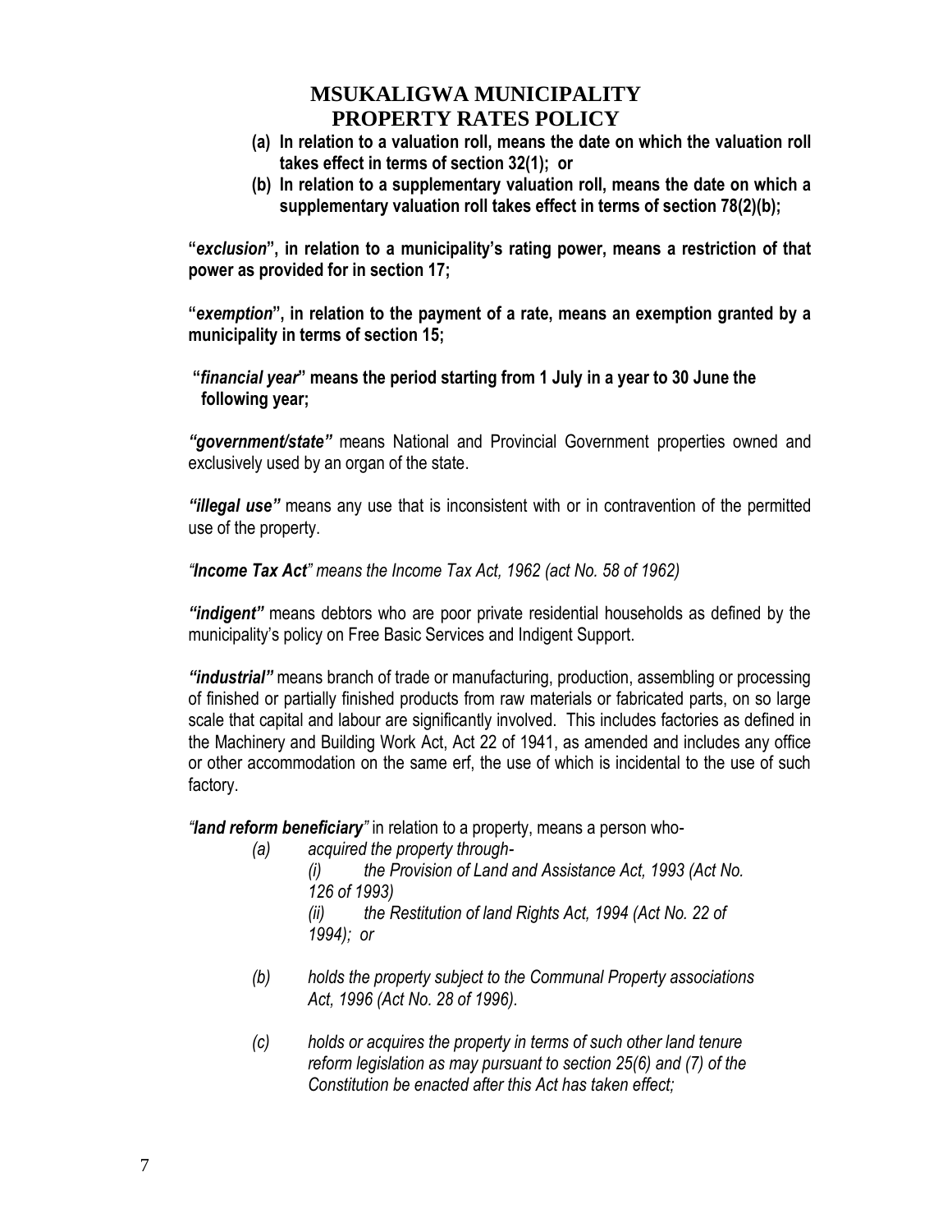**(a) In relation to a valuation roll, means the date on which the valuation roll takes effect in terms of section 32(1); or**

**(b) In relation to a supplementary valuation roll, means the date on which a supplementary valuation roll takes effect in terms of section 78(2)(b);**

**"*exclusion*", in relation to a municipality's rating power, means a restriction of that power as provided for in section 17;**

**"*exemption*", in relation to the payment of a rate, means an exemption granted by a municipality in terms of section 15;**

**"*financial year*" means the period starting from 1 July in a year to 30 June the following year;**

***"government/state"*** means National and Provincial Government properties owned and exclusively used by an organ of the state.

***"illegal use"*** means any use that is inconsistent with or in contravention of the permitted use of the property.

*"**Income Tax Act**" means the Income Tax Act, 1962 (act No. 58 of 1962)*

***"indigent"*** means debtors who are poor private residential households as defined by the municipality's policy on Free Basic Services and Indigent Support.

***"industrial"*** means branch of trade or manufacturing, production, assembling or processing of finished or partially finished products from raw materials or fabricated parts, on so large scale that capital and labour are significantly involved. This includes factories as defined in the Machinery and Building Work Act, Act 22 of 1941, as amended and includes any office or other accommodation on the same erf, the use of which is incidental to the use of such factory.

*"**land reform beneficiary**"* in relation to a property, means a person who-

*(a) acquired the property through-*

*(i) the Provision of Land and Assistance Act, 1993 (Act No. 126 of 1993)*

*(ii) the Restitution of land Rights Act, 1994 (Act No. 22 of 1994); or*

*(b) holds the property subject to the Communal Property associations Act, 1996 (Act No. 28 of 1996).*

*(c) holds or acquires the property in terms of such other land tenure reform legislation as may pursuant to section 25(6) and (7) of the Constitution be enacted after this Act has taken effect;*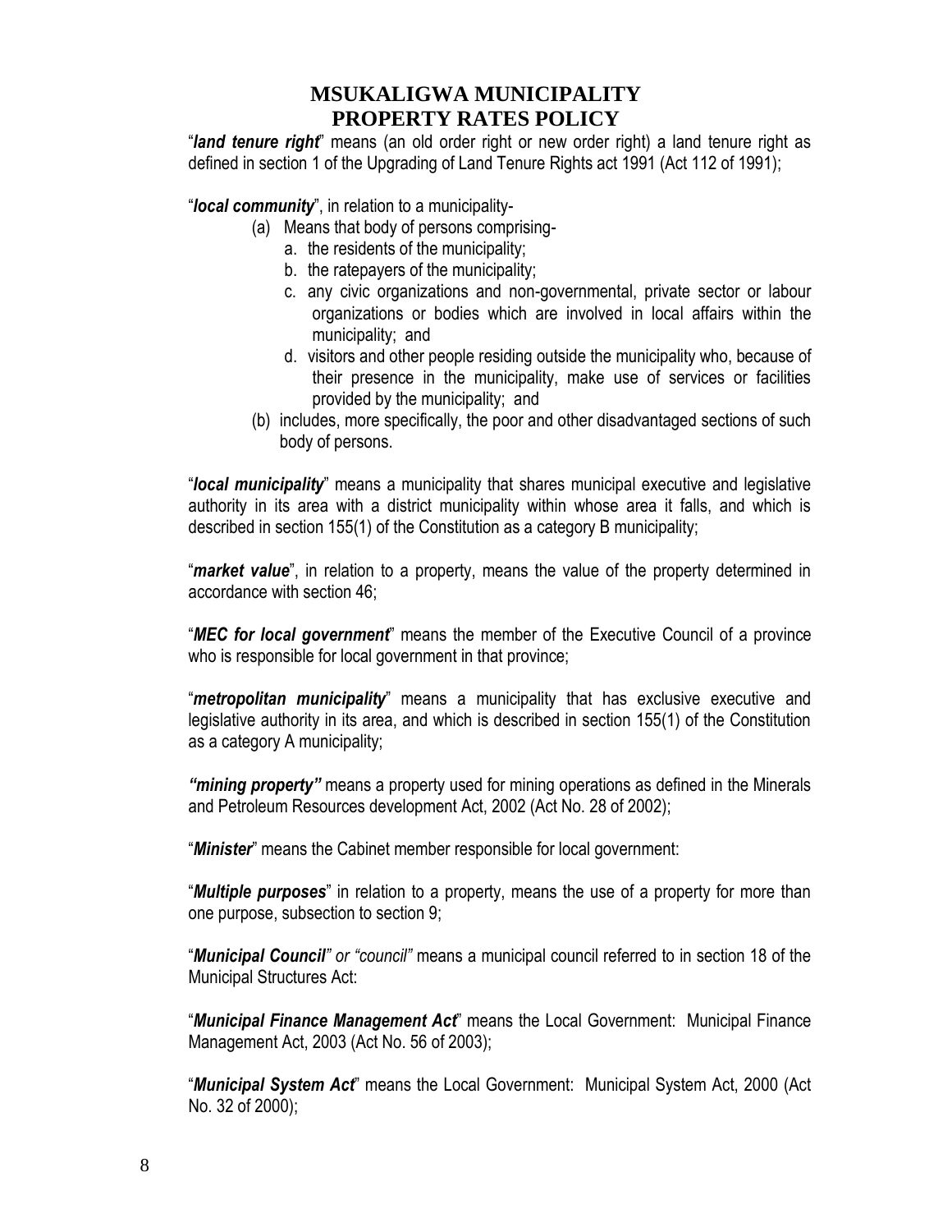"***land tenure right***" means (an old order right or new order right) a land tenure right as defined in section 1 of the Upgrading of Land Tenure Rights act 1991 (Act 112 of 1991);

"***local community***", in relation to a municipality-

- (a) Means that body of persons comprising-
  - a. the residents of the municipality;
  - b. the ratepayers of the municipality;
  - c. any civic organizations and non-governmental, private sector or labour organizations or bodies which are involved in local affairs within the municipality; and
  - d. visitors and other people residing outside the municipality who, because of their presence in the municipality, make use of services or facilities provided by the municipality; and
- (b) includes, more specifically, the poor and other disadvantaged sections of such body of persons.

"***local municipality***" means a municipality that shares municipal executive and legislative authority in its area with a district municipality within whose area it falls, and which is described in section 155(1) of the Constitution as a category B municipality;

"***market value***", in relation to a property, means the value of the property determined in accordance with section 46;

"***MEC for local government***" means the member of the Executive Council of a province who is responsible for local government in that province;

"***metropolitan municipality***" means a municipality that has exclusive executive and legislative authority in its area, and which is described in section 155(1) of the Constitution as a category A municipality;

***"mining property"*** means a property used for mining operations as defined in the Minerals and Petroleum Resources development Act, 2002 (Act No. 28 of 2002);

"***Minister***" means the Cabinet member responsible for local government:

"***Multiple purposes***" in relation to a property, means the use of a property for more than one purpose, subsection to section 9;

"***Municipal Council****" or "council"* means a municipal council referred to in section 18 of the Municipal Structures Act:

"***Municipal Finance Management Act***" means the Local Government: Municipal Finance Management Act, 2003 (Act No. 56 of 2003);

"***Municipal System Act***" means the Local Government: Municipal System Act, 2000 (Act No. 32 of 2000);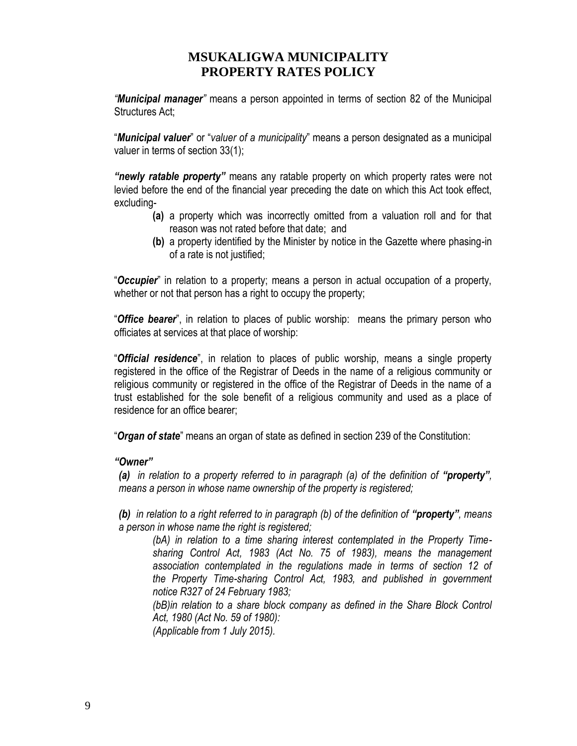# MSUKALIGWA MUNICIPALITY PROPERTY RATES POLICY

*"**Municipal manager**"* means a person appointed in terms of section 82 of the Municipal Structures Act;

"***Municipal valuer***" or "*valuer of a municipality*" means a person designated as a municipal valuer in terms of section 33(1);

***"newly ratable property"*** means any ratable property on which property rates were not levied before the end of the financial year preceding the date on which this Act took effect, excluding-

- **(a)** a property which was incorrectly omitted from a valuation roll and for that reason was not rated before that date; and
- **(b)** a property identified by the Minister by notice in the Gazette where phasing-in of a rate is not justified;

"***Occupier***" in relation to a property; means a person in actual occupation of a property, whether or not that person has a right to occupy the property;

"***Office bearer***", in relation to places of public worship: means the primary person who officiates at services at that place of worship:

"***Official residence***", in relation to places of public worship, means a single property registered in the office of the Registrar of Deeds in the name of a religious community or religious community or registered in the office of the Registrar of Deeds in the name of a trust established for the sole benefit of a religious community and used as a place of residence for an office bearer;

"***Organ of state***" means an organ of state as defined in section 239 of the Constitution:

***"Owner"***

***(a)*** *in relation to a property referred to in paragraph (a) of the definition of **"property"**, means a person in whose name ownership of the property is registered;*

***(b)*** *in relation to a right referred to in paragraph (b) of the definition of **"property"**, means a person in whose name the right is registered;*

> *(bA) in relation to a time sharing interest contemplated in the Property Time-sharing Control Act, 1983 (Act No. 75 of 1983), means the management association contemplated in the regulations made in terms of section 12 of the Property Time-sharing Control Act, 1983, and published in government notice R327 of 24 February 1983;*
>
> *(bB)in relation to a share block company as defined in the Share Block Control Act, 1980 (Act No. 59 of 1980):*
>
> *(Applicable from 1 July 2015).*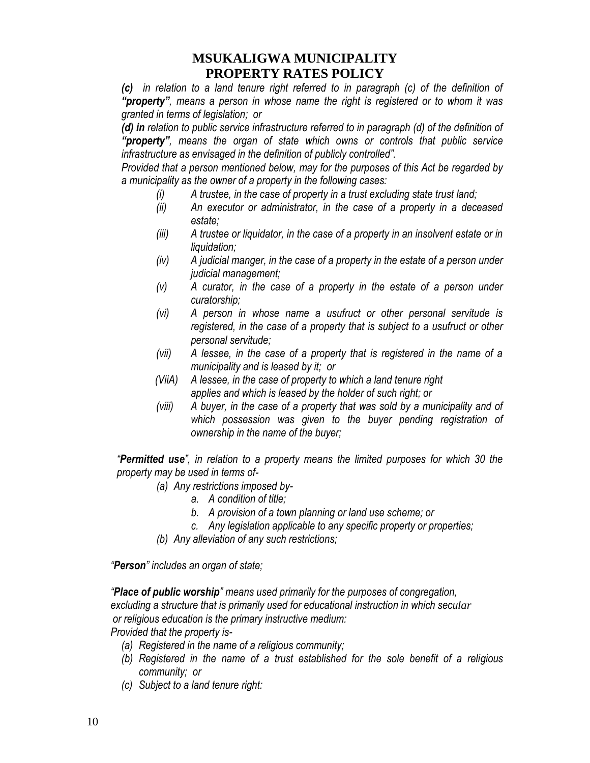# MSUKALIGWA MUNICIPALITY
# PROPERTY RATES POLICY

***(c)*** *in relation to a land tenure right referred to in paragraph (c) of the definition of **"property"**, means a person in whose name the right is registered or to whom it was granted in terms of legislation; or*

***(d) in*** *relation to public service infrastructure referred to in paragraph (d) of the definition of **"property"**, means the organ of state which owns or controls that public service infrastructure as envisaged in the definition of publicly controlled".*

*Provided that a person mentioned below, may for the purposes of this Act be regarded by a municipality as the owner of a property in the following cases:*

- *(i) A trustee, in the case of property in a trust excluding state trust land;*
- *(ii) An executor or administrator, in the case of a property in a deceased estate;*
- *(iii) A trustee or liquidator, in the case of a property in an insolvent estate or in liquidation;*
- *(iv) A judicial manger, in the case of a property in the estate of a person under judicial management;*
- *(v) A curator, in the case of a property in the estate of a person under curatorship;*
- *(vi) A person in whose name a usufruct or other personal servitude is registered, in the case of a property that is subject to a usufruct or other personal servitude;*
- *(vii) A lessee, in the case of a property that is registered in the name of a municipality and is leased by it; or*
- *(ViiA) A lessee, in the case of property to which a land tenure right applies and which is leased by the holder of such right; or*
- *(viii) A buyer, in the case of a property that was sold by a municipality and of which possession was given to the buyer pending registration of ownership in the name of the buyer;*

*"**Permitted use**", in relation to a property means the limited purposes for which 30 the property may be used in terms of-*

- *(a) Any restrictions imposed by-*
  - *a. A condition of title;*
  - *b. A provision of a town planning or land use scheme; or*
  - *c. Any legislation applicable to any specific property or properties;*
- *(b) Any alleviation of any such restrictions;*

*"**Person**" includes an organ of state;*

*"**Place of public worship**" means used primarily for the purposes of congregation, excluding a structure that is primarily used for educational instruction in which secular or religious education is the primary instructive medium:*

*Provided that the property is-*

- *(a) Registered in the name of a religious community;*
- *(b) Registered in the name of a trust established for the sole benefit of a religious community; or*
- *(c) Subject to a land tenure right:*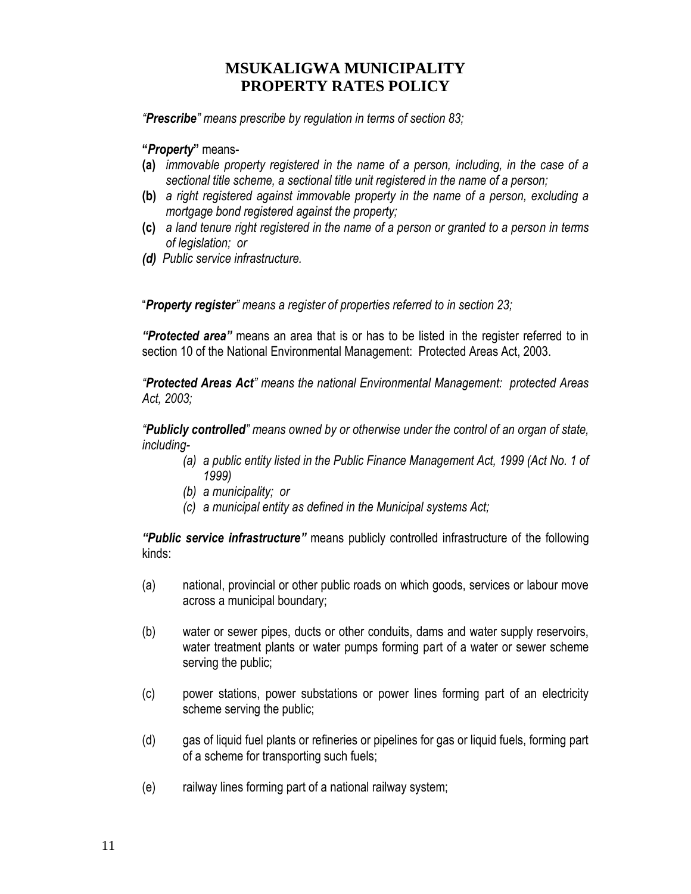# MSUKALIGWA MUNICIPALITY
# PROPERTY RATES POLICY

*"**Prescribe**" means prescribe by regulation in terms of section 83;*

**"*Property*"** means-

**(a)** *immovable property registered in the name of a person, including, in the case of a sectional title scheme, a sectional title unit registered in the name of a person;*

**(b)** *a right registered against immovable property in the name of a person, excluding a mortgage bond registered against the property;*

**(c)** *a land tenure right registered in the name of a person or granted to a person in terms of legislation; or*

***(d)*** *Public service infrastructure.*

"***Property register***" *means a register of properties referred to in section 23;*

***"Protected area"*** means an area that is or has to be listed in the register referred to in section 10 of the National Environmental Management: Protected Areas Act, 2003.

*"**Protected Areas Act**" means the national Environmental Management: protected Areas Act, 2003;*

*"**Publicly controlled**" means owned by or otherwise under the control of an organ of state, including-*

- *(a) a public entity listed in the Public Finance Management Act, 1999 (Act No. 1 of 1999)*
- *(b) a municipality; or*
- *(c) a municipal entity as defined in the Municipal systems Act;*

***"Public service infrastructure"*** means publicly controlled infrastructure of the following kinds:

(a) national, provincial or other public roads on which goods, services or labour move across a municipal boundary;

(b) water or sewer pipes, ducts or other conduits, dams and water supply reservoirs, water treatment plants or water pumps forming part of a water or sewer scheme serving the public;

(c) power stations, power substations or power lines forming part of an electricity scheme serving the public;

(d) gas of liquid fuel plants or refineries or pipelines for gas or liquid fuels, forming part of a scheme for transporting such fuels;

(e) railway lines forming part of a national railway system;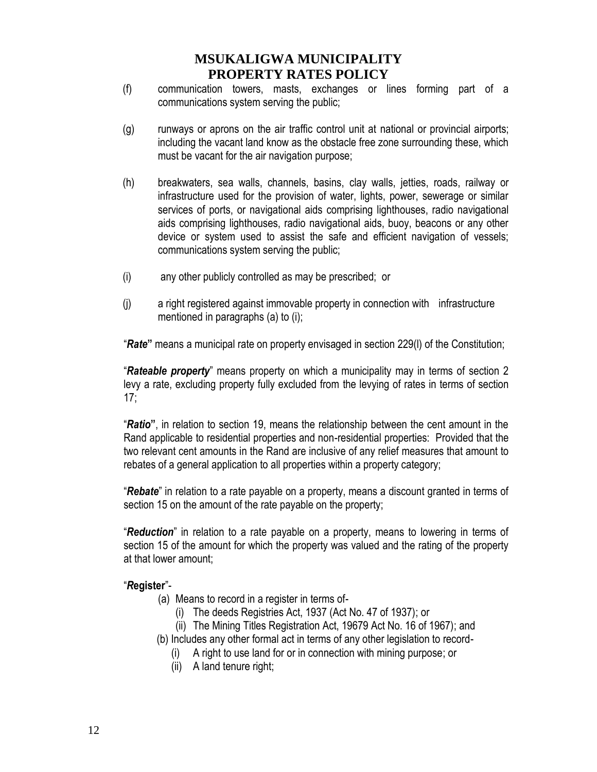(f) communication towers, masts, exchanges or lines forming part of a communications system serving the public;

(g) runways or aprons on the air traffic control unit at national or provincial airports; including the vacant land know as the obstacle free zone surrounding these, which must be vacant for the air navigation purpose;

(h) breakwaters, sea walls, channels, basins, clay walls, jetties, roads, railway or infrastructure used for the provision of water, lights, power, sewerage or similar services of ports, or navigational aids comprising lighthouses, radio navigational aids comprising lighthouses, radio navigational aids, buoy, beacons or any other device or system used to assist the safe and efficient navigation of vessels; communications system serving the public;

(i) any other publicly controlled as may be prescribed; or

(j) a right registered against immovable property in connection with infrastructure mentioned in paragraphs (a) to (i);

"***Rate***" means a municipal rate on property envisaged in section 229(l) of the Constitution;

"***Rateable property***" means property on which a municipality may in terms of section 2 levy a rate, excluding property fully excluded from the levying of rates in terms of section 17;

"***Ratio***", in relation to section 19, means the relationship between the cent amount in the Rand applicable to residential properties and non-residential properties: Provided that the two relevant cent amounts in the Rand are inclusive of any relief measures that amount to rebates of a general application to all properties within a property category;

"***Rebate***" in relation to a rate payable on a property, means a discount granted in terms of section 15 on the amount of the rate payable on the property;

"***Reduction***" in relation to a rate payable on a property, means to lowering in terms of section 15 of the amount for which the property was valued and the rating of the property at that lower amount;

"***R*egister**"-

- (a) Means to record in a register in terms of-
  - (i) The deeds Registries Act, 1937 (Act No. 47 of 1937); or
  - (ii) The Mining Titles Registration Act, 19679 Act No. 16 of 1967); and
- (b) Includes any other formal act in terms of any other legislation to record-
  - (i) A right to use land for or in connection with mining purpose; or
  - (ii) A land tenure right;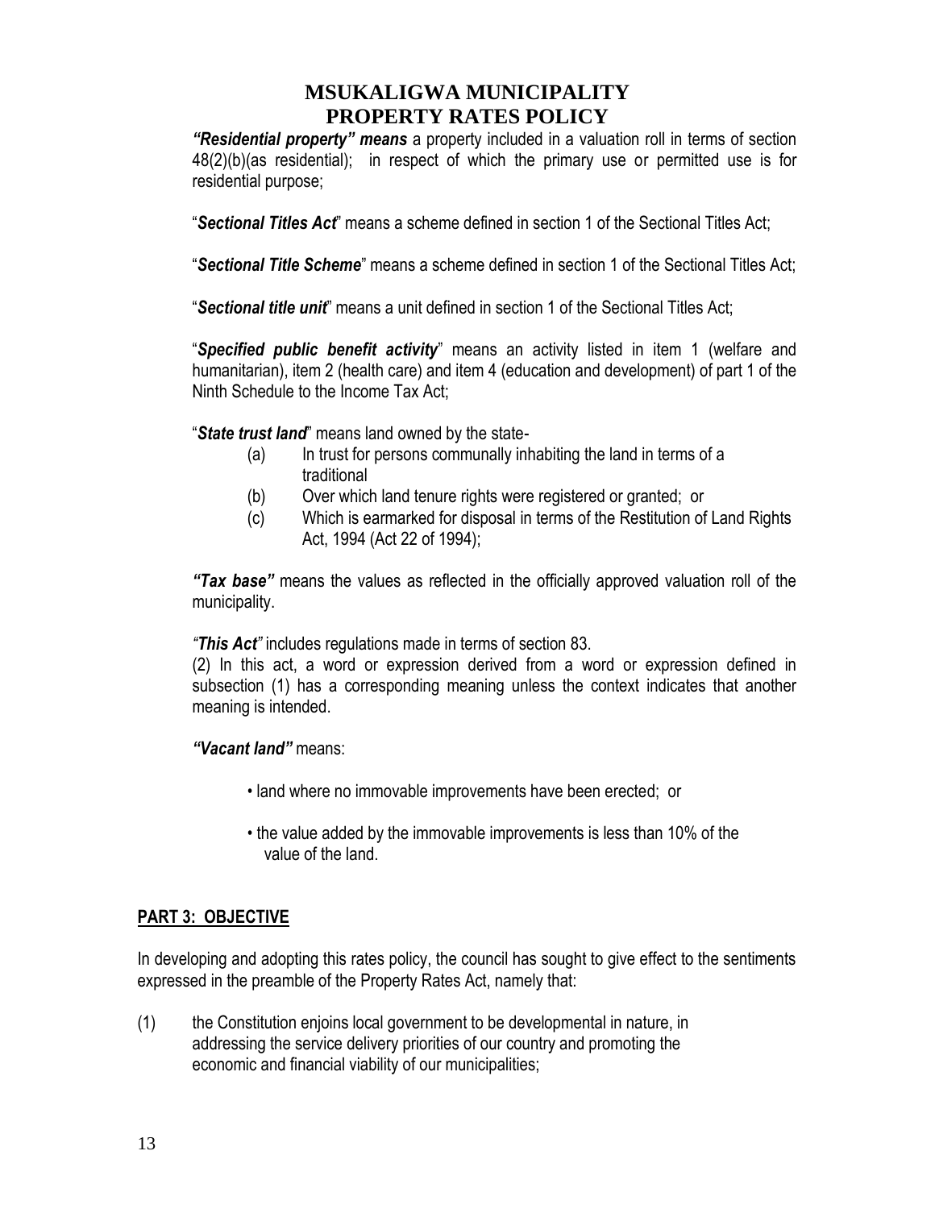*"Residential property" means* a property included in a valuation roll in terms of section 48(2)(b)(as residential); in respect of which the primary use or permitted use is for residential purpose;

"***Sectional Titles Act***" means a scheme defined in section 1 of the Sectional Titles Act;

"***Sectional Title Scheme***" means a scheme defined in section 1 of the Sectional Titles Act;

"***Sectional title unit***" means a unit defined in section 1 of the Sectional Titles Act;

"***Specified public benefit activity***" means an activity listed in item 1 (welfare and humanitarian), item 2 (health care) and item 4 (education and development) of part 1 of the Ninth Schedule to the Income Tax Act;

"***State trust land***" means land owned by the state-

- (a) In trust for persons communally inhabiting the land in terms of a traditional
- (b) Over which land tenure rights were registered or granted; or
- (c) Which is earmarked for disposal in terms of the Restitution of Land Rights Act, 1994 (Act 22 of 1994);

***"Tax base"*** means the values as reflected in the officially approved valuation roll of the municipality.

*"This Act"* includes regulations made in terms of section 83.

(2) In this act, a word or expression derived from a word or expression defined in subsection (1) has a corresponding meaning unless the context indicates that another meaning is intended.

***"Vacant land"*** means:

- land where no immovable improvements have been erected; or
- the value added by the immovable improvements is less than 10% of the value of the land.

## PART 3: OBJECTIVE

In developing and adopting this rates policy, the council has sought to give effect to the sentiments expressed in the preamble of the Property Rates Act, namely that:

(1) the Constitution enjoins local government to be developmental in nature, in addressing the service delivery priorities of our country and promoting the economic and financial viability of our municipalities;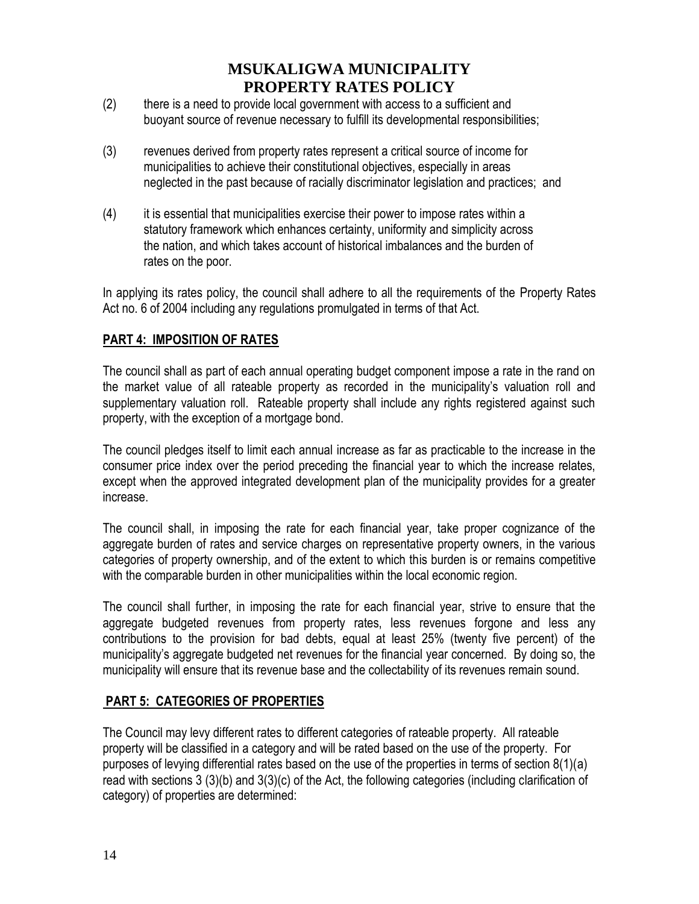(2) there is a need to provide local government with access to a sufficient and buoyant source of revenue necessary to fulfill its developmental responsibilities;

(3) revenues derived from property rates represent a critical source of income for municipalities to achieve their constitutional objectives, especially in areas neglected in the past because of racially discriminator legislation and practices; and

(4) it is essential that municipalities exercise their power to impose rates within a statutory framework which enhances certainty, uniformity and simplicity across the nation, and which takes account of historical imbalances and the burden of rates on the poor.

In applying its rates policy, the council shall adhere to all the requirements of the Property Rates Act no. 6 of 2004 including any regulations promulgated in terms of that Act.

## PART 4: IMPOSITION OF RATES

The council shall as part of each annual operating budget component impose a rate in the rand on the market value of all rateable property as recorded in the municipality's valuation roll and supplementary valuation roll. Rateable property shall include any rights registered against such property, with the exception of a mortgage bond.

The council pledges itself to limit each annual increase as far as practicable to the increase in the consumer price index over the period preceding the financial year to which the increase relates, except when the approved integrated development plan of the municipality provides for a greater increase.

The council shall, in imposing the rate for each financial year, take proper cognizance of the aggregate burden of rates and service charges on representative property owners, in the various categories of property ownership, and of the extent to which this burden is or remains competitive with the comparable burden in other municipalities within the local economic region.

The council shall further, in imposing the rate for each financial year, strive to ensure that the aggregate budgeted revenues from property rates, less revenues forgone and less any contributions to the provision for bad debts, equal at least 25% (twenty five percent) of the municipality's aggregate budgeted net revenues for the financial year concerned. By doing so, the municipality will ensure that its revenue base and the collectability of its revenues remain sound.

## PART 5: CATEGORIES OF PROPERTIES

The Council may levy different rates to different categories of rateable property. All rateable property will be classified in a category and will be rated based on the use of the property. For purposes of levying differential rates based on the use of the properties in terms of section 8(1)(a) read with sections 3 (3)(b) and 3(3)(c) of the Act, the following categories (including clarification of category) of properties are determined: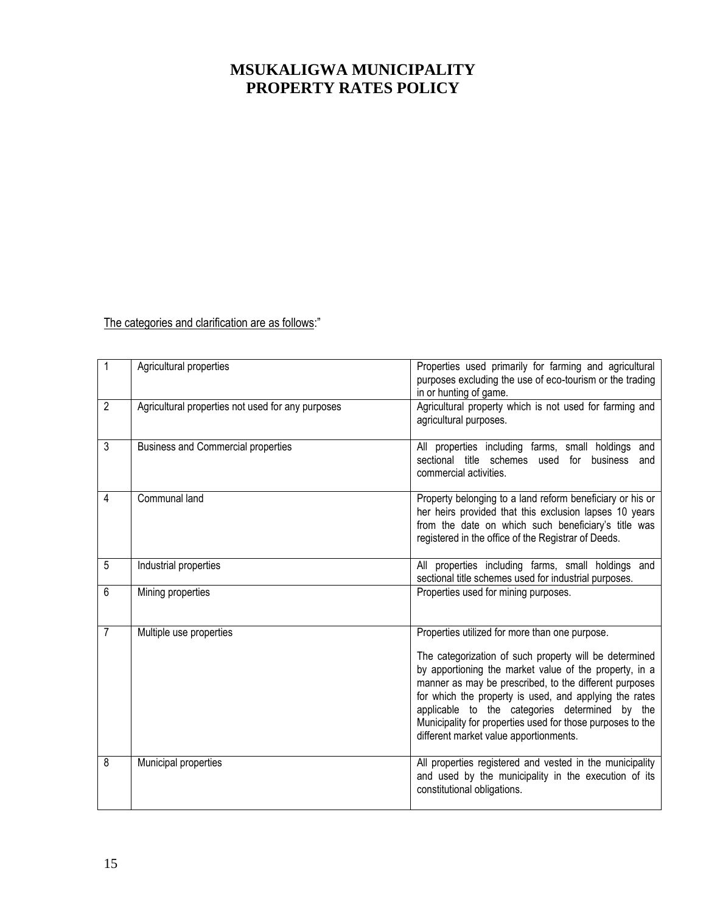# MSUKALIGWA MUNICIPALITY
# PROPERTY RATES POLICY

The categories and clarification are as follows:"

| | | |
|---|---|---|
| 1 | Agricultural properties | Properties used primarily for farming and agricultural purposes excluding the use of eco-tourism or the trading in or hunting of game. |
| 2 | Agricultural properties not used for any purposes | Agricultural property which is not used for farming and agricultural purposes. |
| 3 | Business and Commercial properties | All properties including farms, small holdings and sectional title schemes used for business and commercial activities. |
| 4 | Communal land | Property belonging to a land reform beneficiary or his or her heirs provided that this exclusion lapses 10 years from the date on which such beneficiary's title was registered in the office of the Registrar of Deeds. |
| 5 | Industrial properties | All properties including farms, small holdings and sectional title schemes used for industrial purposes. |
| 6 | Mining properties | Properties used for mining purposes. |
| 7 | Multiple use properties | Properties utilized for more than one purpose. <br><br> The categorization of such property will be determined by apportioning the market value of the property, in a manner as may be prescribed, to the different purposes for which the property is used, and applying the rates applicable to the categories determined by the Municipality for properties used for those purposes to the different market value apportionments. |
| 8 | Municipal properties | All properties registered and vested in the municipality and used by the municipality in the execution of its constitutional obligations. |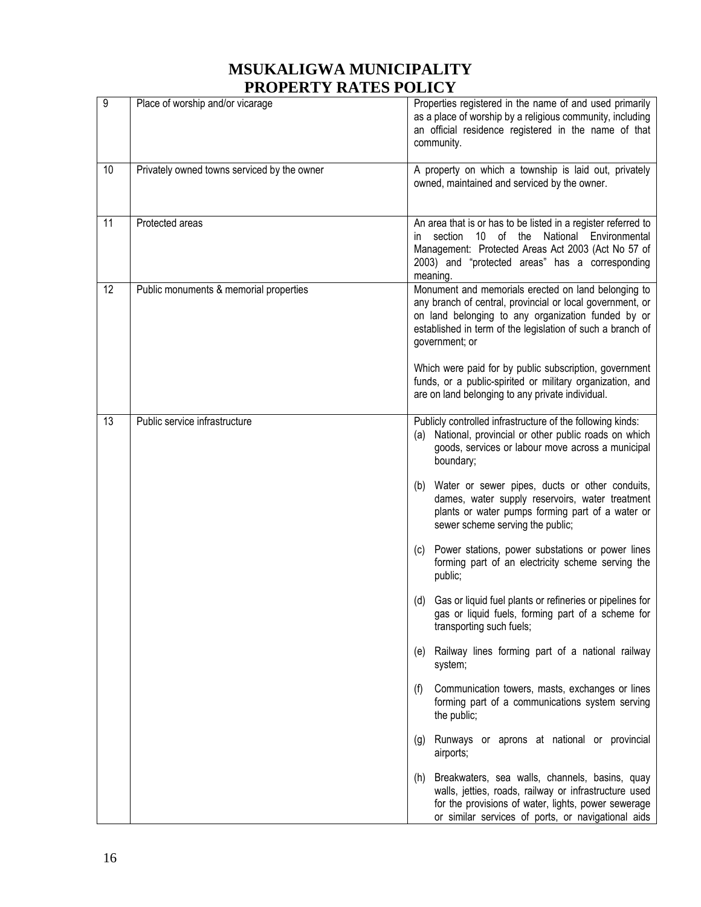| | | |
|---|---|---|
| 9 | Place of worship and/or vicarage | Properties registered in the name of and used primarily as a place of worship by a religious community, including an official residence registered in the name of that community. |
| 10 | Privately owned towns serviced by the owner | A property on which a township is laid out, privately owned, maintained and serviced by the owner. |
| 11 | Protected areas | An area that is or has to be listed in a register referred to in section 10 of the National Environmental Management: Protected Areas Act 2003 (Act No 57 of 2003) and "protected areas" has a corresponding meaning. |
| 12 | Public monuments & memorial properties | Monument and memorials erected on land belonging to any branch of central, provincial or local government, or on land belonging to any organization funded by or established in term of the legislation of such a branch of government; or<br><br>Which were paid for by public subscription, government funds, or a public-spirited or military organization, and are on land belonging to any private individual. |
| 13 | Public service infrastructure | Publicly controlled infrastructure of the following kinds:<br>(a) National, provincial or other public roads on which goods, services or labour move across a municipal boundary;<br><br>(b) Water or sewer pipes, ducts or other conduits, dames, water supply reservoirs, water treatment plants or water pumps forming part of a water or sewer scheme serving the public;<br><br>(c) Power stations, power substations or power lines forming part of an electricity scheme serving the public;<br><br>(d) Gas or liquid fuel plants or refineries or pipelines for gas or liquid fuels, forming part of a scheme for transporting such fuels;<br><br>(e) Railway lines forming part of a national railway system;<br><br>(f) Communication towers, masts, exchanges or lines forming part of a communications system serving the public;<br><br>(g) Runways or aprons at national or provincial airports;<br><br>(h) Breakwaters, sea walls, channels, basins, quay walls, jetties, roads, railway or infrastructure used for the provisions of water, lights, power sewerage or similar services of ports, or navigational aids |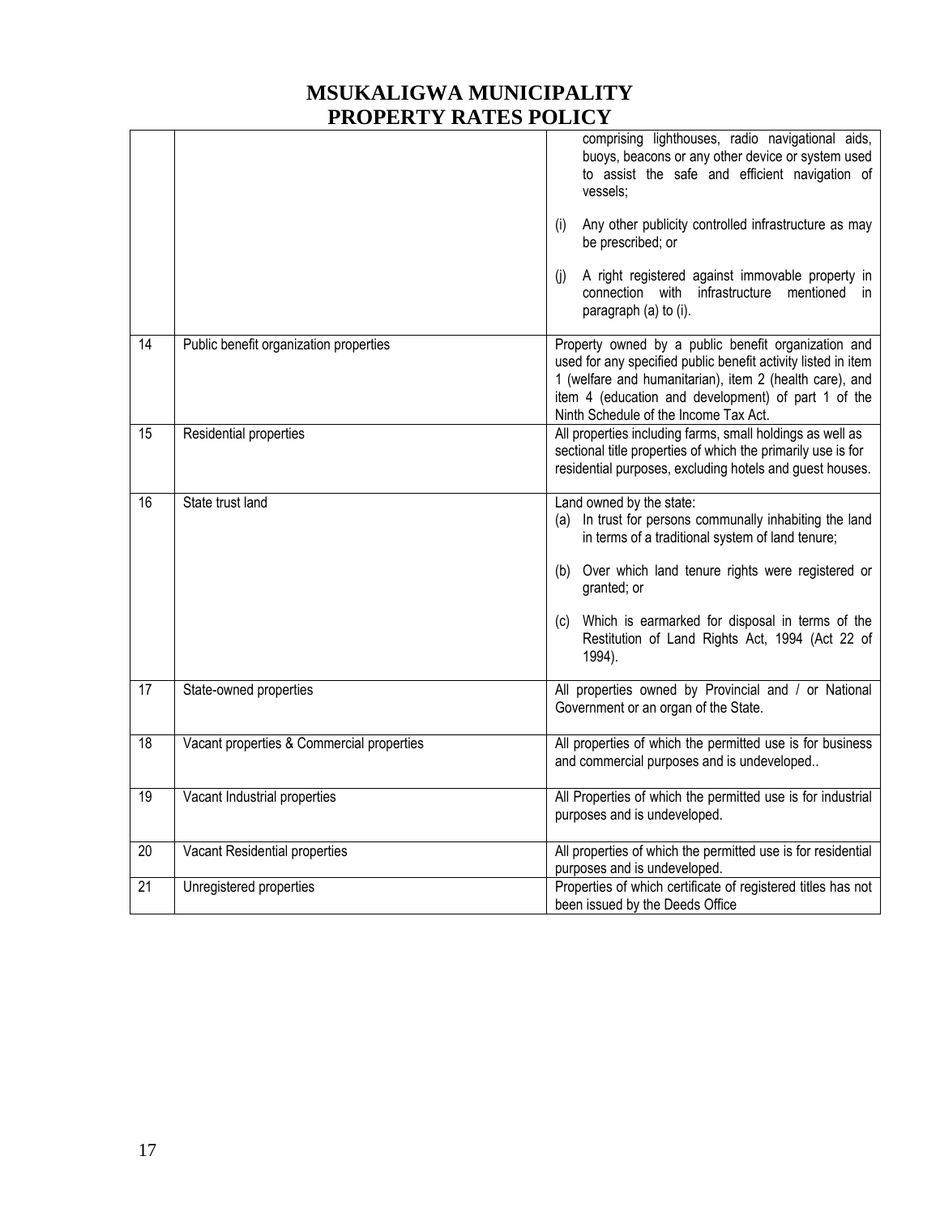| | | |
|---|---|---|
| | | comprising lighthouses, radio navigational aids, buoys, beacons or any other device or system used to assist the safe and efficient navigation of vessels;<br><br>(i) Any other publicity controlled infrastructure as may be prescribed; or<br><br>(j) A right registered against immovable property in connection with infrastructure mentioned in paragraph (a) to (i). |
| 14 | Public benefit organization properties | Property owned by a public benefit organization and used for any specified public benefit activity listed in item 1 (welfare and humanitarian), item 2 (health care), and item 4 (education and development) of part 1 of the Ninth Schedule of the Income Tax Act. |
| 15 | Residential properties | All properties including farms, small holdings as well as sectional title properties of which the primarily use is for residential purposes, excluding hotels and guest houses. |
| 16 | State trust land | Land owned by the state:<br>(a) In trust for persons communally inhabiting the land in terms of a traditional system of land tenure;<br><br>(b) Over which land tenure rights were registered or granted; or<br><br>(c) Which is earmarked for disposal in terms of the Restitution of Land Rights Act, 1994 (Act 22 of 1994). |
| 17 | State-owned properties | All properties owned by Provincial and / or National Government or an organ of the State. |
| 18 | Vacant properties & Commercial properties | All properties of which the permitted use is for business and commercial purposes and is undeveloped.. |
| 19 | Vacant Industrial properties | All Properties of which the permitted use is for industrial purposes and is undeveloped. |
| 20 | Vacant Residential properties | All properties of which the permitted use is for residential purposes and is undeveloped. |
| 21 | Unregistered properties | Properties of which certificate of registered titles has not been issued by the Deeds Office |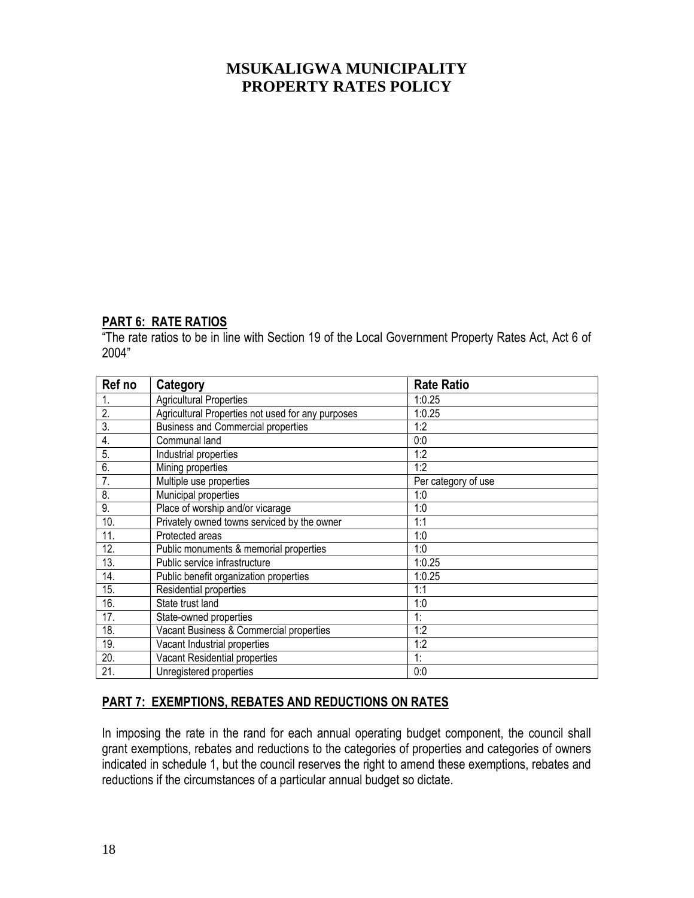# MSUKALIGWA MUNICIPALITY
# PROPERTY RATES POLICY

## PART 6: RATE RATIOS

"The rate ratios to be in line with Section 19 of the Local Government Property Rates Act, Act 6 of 2004"

| Ref no | Category | Rate Ratio |
|---|---|---|
| 1. | Agricultural Properties | 1:0.25 |
| 2. | Agricultural Properties not used for any purposes | 1:0.25 |
| 3. | Business and Commercial properties | 1:2 |
| 4. | Communal land | 0:0 |
| 5. | Industrial properties | 1:2 |
| 6. | Mining properties | 1:2 |
| 7. | Multiple use properties | Per category of use |
| 8. | Municipal properties | 1:0 |
| 9. | Place of worship and/or vicarage | 1:0 |
| 10. | Privately owned towns serviced by the owner | 1:1 |
| 11. | Protected areas | 1:0 |
| 12. | Public monuments & memorial properties | 1:0 |
| 13. | Public service infrastructure | 1:0.25 |
| 14. | Public benefit organization properties | 1:0.25 |
| 15. | Residential properties | 1:1 |
| 16. | State trust land | 1:0 |
| 17. | State-owned properties | 1: |
| 18. | Vacant Business & Commercial properties | 1:2 |
| 19. | Vacant Industrial properties | 1:2 |
| 20. | Vacant Residential properties | 1: |
| 21. | Unregistered properties | 0:0 |

## PART 7: EXEMPTIONS, REBATES AND REDUCTIONS ON RATES

In imposing the rate in the rand for each annual operating budget component, the council shall grant exemptions, rebates and reductions to the categories of properties and categories of owners indicated in schedule 1, but the council reserves the right to amend these exemptions, rebates and reductions if the circumstances of a particular annual budget so dictate.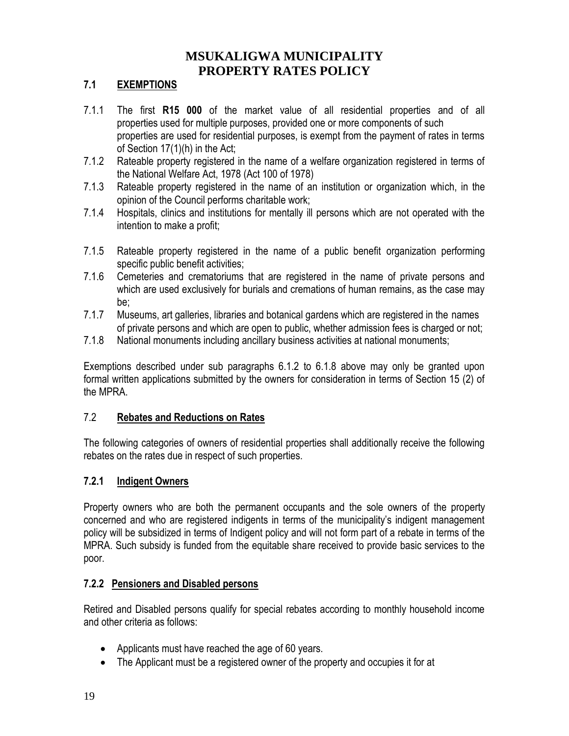# MSUKALIGWA MUNICIPALITY
# PROPERTY RATES POLICY

## 7.1 EXEMPTIONS

7.1.1 The first **R15 000** of the market value of all residential properties and of all properties used for multiple purposes, provided one or more components of such properties are used for residential purposes, is exempt from the payment of rates in terms of Section 17(1)(h) in the Act;

7.1.2 Rateable property registered in the name of a welfare organization registered in terms of the National Welfare Act, 1978 (Act 100 of 1978)

7.1.3 Rateable property registered in the name of an institution or organization which, in the opinion of the Council performs charitable work;

7.1.4 Hospitals, clinics and institutions for mentally ill persons which are not operated with the intention to make a profit;

7.1.5 Rateable property registered in the name of a public benefit organization performing specific public benefit activities;

7.1.6 Cemeteries and crematoriums that are registered in the name of private persons and which are used exclusively for burials and cremations of human remains, as the case may be;

7.1.7 Museums, art galleries, libraries and botanical gardens which are registered in the names of private persons and which are open to public, whether admission fees is charged or not;

7.1.8 National monuments including ancillary business activities at national monuments;

Exemptions described under sub paragraphs 6.1.2 to 6.1.8 above may only be granted upon formal written applications submitted by the owners for consideration in terms of Section 15 (2) of the MPRA.

## 7.2 Rebates and Reductions on Rates

The following categories of owners of residential properties shall additionally receive the following rebates on the rates due in respect of such properties.

### 7.2.1 Indigent Owners

Property owners who are both the permanent occupants and the sole owners of the property concerned and who are registered indigents in terms of the municipality's indigent management policy will be subsidized in terms of Indigent policy and will not form part of a rebate in terms of the MPRA. Such subsidy is funded from the equitable share received to provide basic services to the poor.

### 7.2.2 Pensioners and Disabled persons

Retired and Disabled persons qualify for special rebates according to monthly household income and other criteria as follows:

- Applicants must have reached the age of 60 years.
- The Applicant must be a registered owner of the property and occupies it for at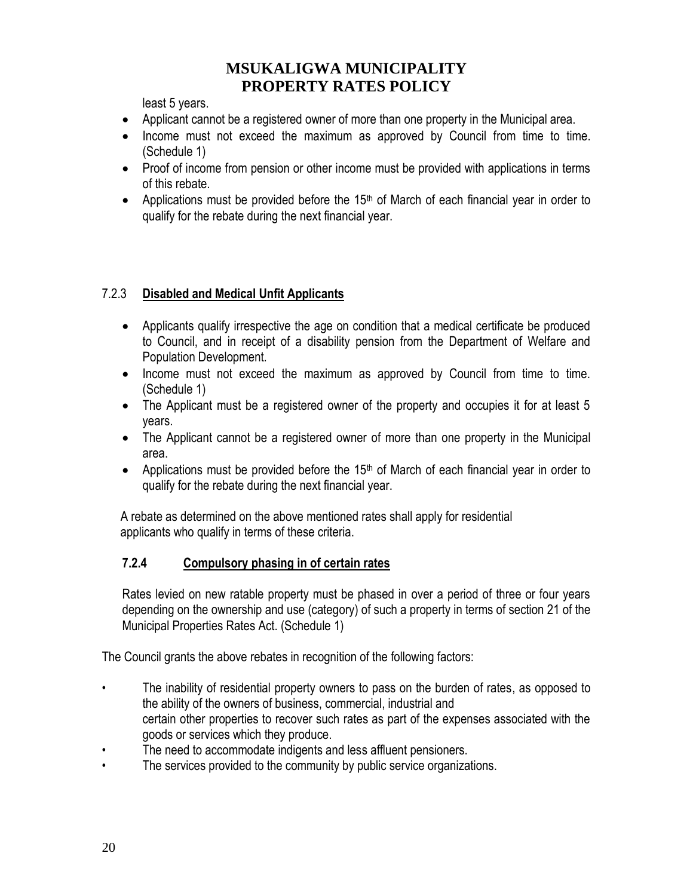least 5 years.

- Applicant cannot be a registered owner of more than one property in the Municipal area.
- Income must not exceed the maximum as approved by Council from time to time. (Schedule 1)
- Proof of income from pension or other income must be provided with applications in terms of this rebate.
- Applications must be provided before the 15th of March of each financial year in order to qualify for the rebate during the next financial year.

### 7.2.3 Disabled and Medical Unfit Applicants

- Applicants qualify irrespective the age on condition that a medical certificate be produced to Council, and in receipt of a disability pension from the Department of Welfare and Population Development.
- Income must not exceed the maximum as approved by Council from time to time. (Schedule 1)
- The Applicant must be a registered owner of the property and occupies it for at least 5 years.
- The Applicant cannot be a registered owner of more than one property in the Municipal area.
- Applications must be provided before the 15th of March of each financial year in order to qualify for the rebate during the next financial year.

A rebate as determined on the above mentioned rates shall apply for residential applicants who qualify in terms of these criteria.

### 7.2.4 Compulsory phasing in of certain rates

Rates levied on new ratable property must be phased in over a period of three or four years depending on the ownership and use (category) of such a property in terms of section 21 of the Municipal Properties Rates Act. (Schedule 1)

The Council grants the above rebates in recognition of the following factors:

- The inability of residential property owners to pass on the burden of rates, as opposed to the ability of the owners of business, commercial, industrial and certain other properties to recover such rates as part of the expenses associated with the goods or services which they produce.
- The need to accommodate indigents and less affluent pensioners.
- The services provided to the community by public service organizations.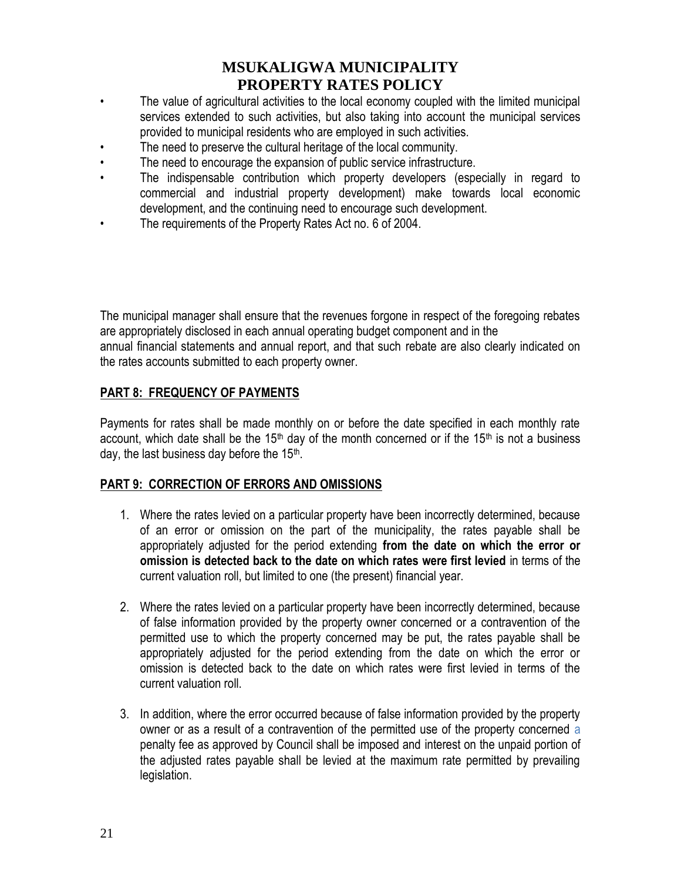- The value of agricultural activities to the local economy coupled with the limited municipal services extended to such activities, but also taking into account the municipal services provided to municipal residents who are employed in such activities.
- The need to preserve the cultural heritage of the local community.
- The need to encourage the expansion of public service infrastructure.
- The indispensable contribution which property developers (especially in regard to commercial and industrial property development) make towards local economic development, and the continuing need to encourage such development.
- The requirements of the Property Rates Act no. 6 of 2004.

The municipal manager shall ensure that the revenues forgone in respect of the foregoing rebates are appropriately disclosed in each annual operating budget component and in the annual financial statements and annual report, and that such rebate are also clearly indicated on the rates accounts submitted to each property owner.

## PART 8: FREQUENCY OF PAYMENTS

Payments for rates shall be made monthly on or before the date specified in each monthly rate account, which date shall be the 15th day of the month concerned or if the 15th is not a business day, the last business day before the 15th.

## PART 9: CORRECTION OF ERRORS AND OMISSIONS

1. Where the rates levied on a particular property have been incorrectly determined, because of an error or omission on the part of the municipality, the rates payable shall be appropriately adjusted for the period extending **from the date on which the error or omission is detected back to the date on which rates were first levied** in terms of the current valuation roll, but limited to one (the present) financial year.

2. Where the rates levied on a particular property have been incorrectly determined, because of false information provided by the property owner concerned or a contravention of the permitted use to which the property concerned may be put, the rates payable shall be appropriately adjusted for the period extending from the date on which the error or omission is detected back to the date on which rates were first levied in terms of the current valuation roll.

3. In addition, where the error occurred because of false information provided by the property owner or as a result of a contravention of the permitted use of the property concerned a penalty fee as approved by Council shall be imposed and interest on the unpaid portion of the adjusted rates payable shall be levied at the maximum rate permitted by prevailing legislation.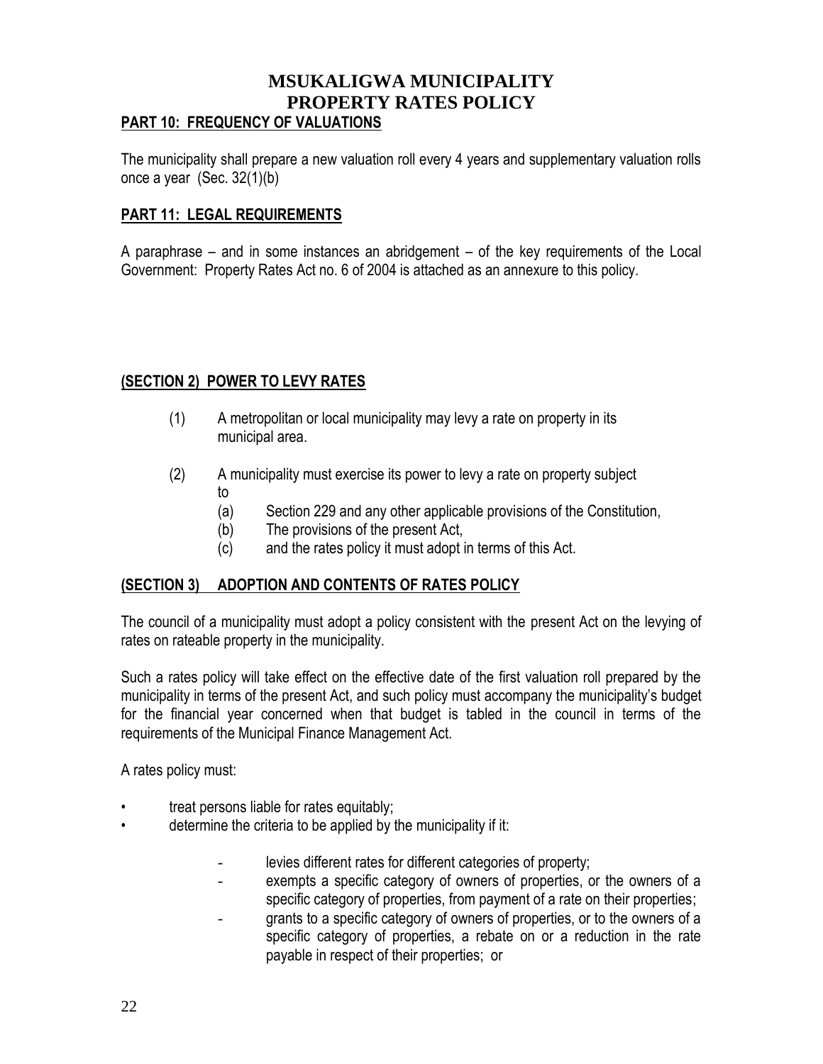# MSUKALIGWA MUNICIPALITY
# PROPERTY RATES POLICY

## PART 10: FREQUENCY OF VALUATIONS

The municipality shall prepare a new valuation roll every 4 years and supplementary valuation rolls once a year (Sec. 32(1)(b)

## PART 11: LEGAL REQUIREMENTS

A paraphrase – and in some instances an abridgement – of the key requirements of the Local Government: Property Rates Act no. 6 of 2004 is attached as an annexure to this policy.

## (SECTION 2) POWER TO LEVY RATES

(1) A metropolitan or local municipality may levy a rate on property in its municipal area.

(2) A municipality must exercise its power to levy a rate on property subject to
   - (a) Section 229 and any other applicable provisions of the Constitution,
   - (b) The provisions of the present Act,
   - (c) and the rates policy it must adopt in terms of this Act.

## (SECTION 3) ADOPTION AND CONTENTS OF RATES POLICY

The council of a municipality must adopt a policy consistent with the present Act on the levying of rates on rateable property in the municipality.

Such a rates policy will take effect on the effective date of the first valuation roll prepared by the municipality in terms of the present Act, and such policy must accompany the municipality's budget for the financial year concerned when that budget is tabled in the council in terms of the requirements of the Municipal Finance Management Act.

A rates policy must:

- treat persons liable for rates equitably;
- determine the criteria to be applied by the municipality if it:
  - levies different rates for different categories of property;
  - exempts a specific category of owners of properties, or the owners of a specific category of properties, from payment of a rate on their properties;
  - grants to a specific category of owners of properties, or to the owners of a specific category of properties, a rebate on or a reduction in the rate payable in respect of their properties; or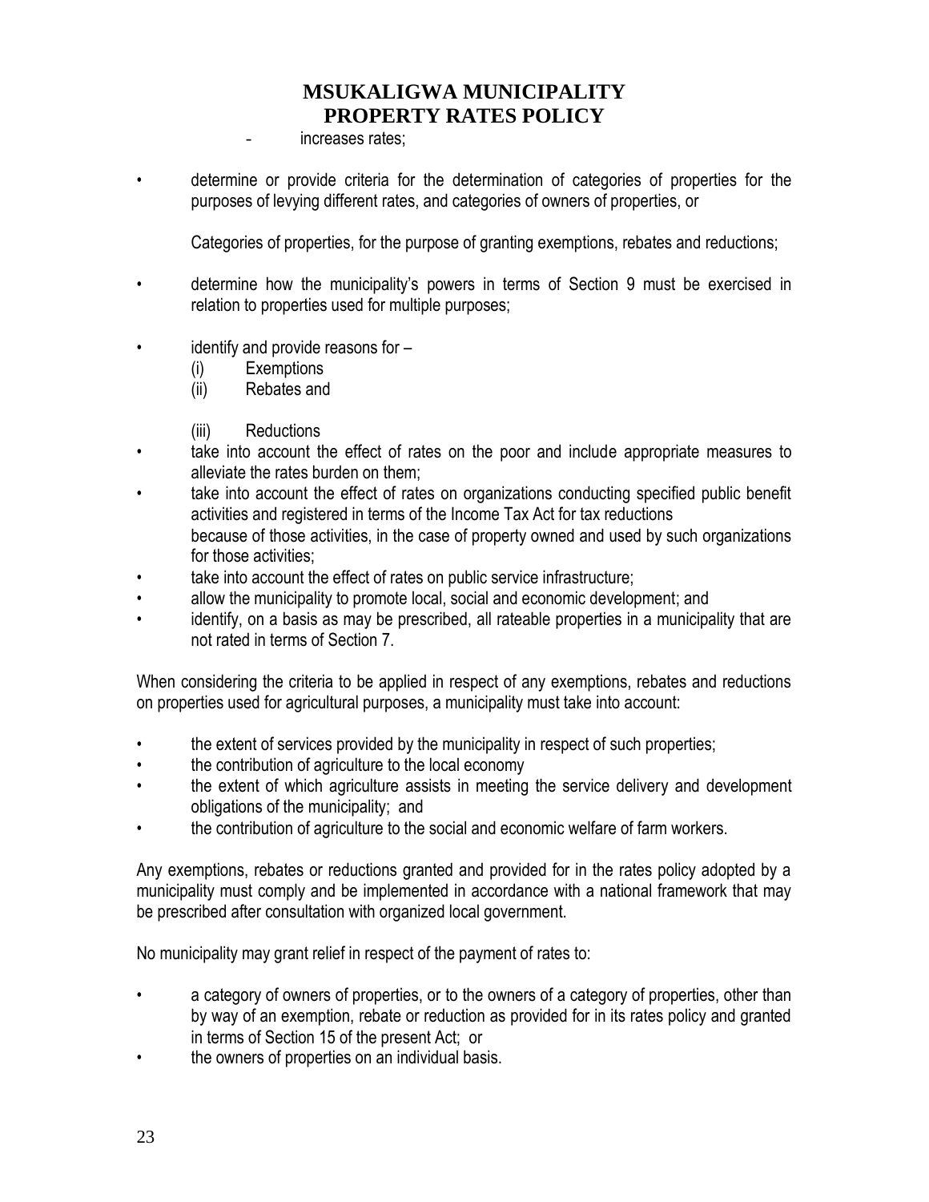- increases rates;

- determine or provide criteria for the determination of categories of properties for the purposes of levying different rates, and categories of owners of properties, or

  Categories of properties, for the purpose of granting exemptions, rebates and reductions;

- determine how the municipality's powers in terms of Section 9 must be exercised in relation to properties used for multiple purposes;

- identify and provide reasons for –
  - (i) Exemptions
  - (ii) Rebates and
  - (iii) Reductions
- take into account the effect of rates on the poor and include appropriate measures to alleviate the rates burden on them;
- take into account the effect of rates on organizations conducting specified public benefit activities and registered in terms of the Income Tax Act for tax reductions because of those activities, in the case of property owned and used by such organizations for those activities;
- take into account the effect of rates on public service infrastructure;
- allow the municipality to promote local, social and economic development; and
- identify, on a basis as may be prescribed, all rateable properties in a municipality that are not rated in terms of Section 7.

When considering the criteria to be applied in respect of any exemptions, rebates and reductions on properties used for agricultural purposes, a municipality must take into account:

- the extent of services provided by the municipality in respect of such properties;
- the contribution of agriculture to the local economy
- the extent of which agriculture assists in meeting the service delivery and development obligations of the municipality; and
- the contribution of agriculture to the social and economic welfare of farm workers.

Any exemptions, rebates or reductions granted and provided for in the rates policy adopted by a municipality must comply and be implemented in accordance with a national framework that may be prescribed after consultation with organized local government.

No municipality may grant relief in respect of the payment of rates to:

- a category of owners of properties, or to the owners of a category of properties, other than by way of an exemption, rebate or reduction as provided for in its rates policy and granted in terms of Section 15 of the present Act; or
- the owners of properties on an individual basis.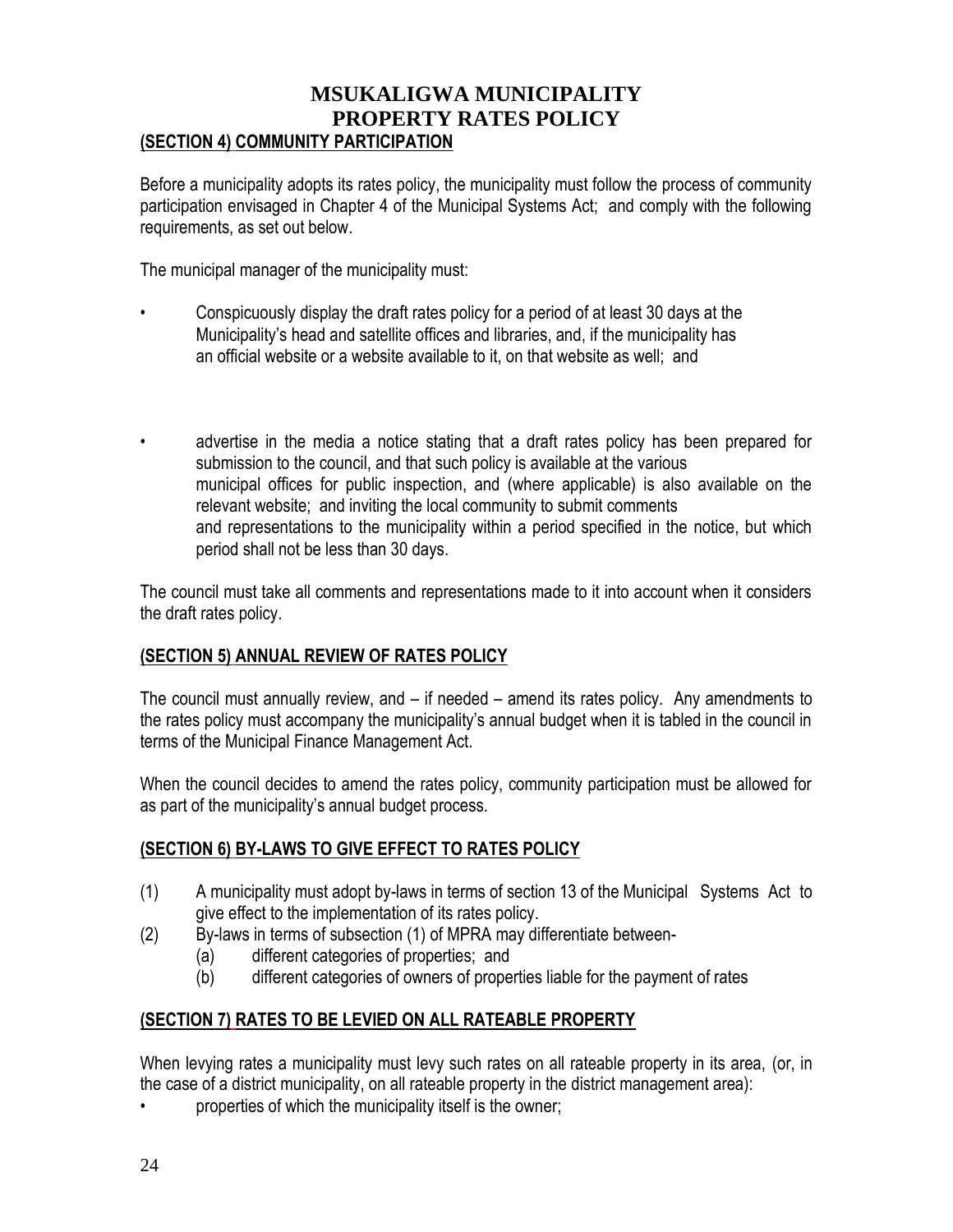# MSUKALIGWA MUNICIPALITY
# PROPERTY RATES POLICY

## (SECTION 4) COMMUNITY PARTICIPATION

Before a municipality adopts its rates policy, the municipality must follow the process of community participation envisaged in Chapter 4 of the Municipal Systems Act; and comply with the following requirements, as set out below.

The municipal manager of the municipality must:

- Conspicuously display the draft rates policy for a period of at least 30 days at the Municipality's head and satellite offices and libraries, and, if the municipality has an official website or a website available to it, on that website as well; and

- advertise in the media a notice stating that a draft rates policy has been prepared for submission to the council, and that such policy is available at the various municipal offices for public inspection, and (where applicable) is also available on the relevant website; and inviting the local community to submit comments and representations to the municipality within a period specified in the notice, but which period shall not be less than 30 days.

The council must take all comments and representations made to it into account when it considers the draft rates policy.

## (SECTION 5) ANNUAL REVIEW OF RATES POLICY

The council must annually review, and – if needed – amend its rates policy. Any amendments to the rates policy must accompany the municipality's annual budget when it is tabled in the council in terms of the Municipal Finance Management Act.

When the council decides to amend the rates policy, community participation must be allowed for as part of the municipality's annual budget process.

## (SECTION 6) BY-LAWS TO GIVE EFFECT TO RATES POLICY

(1) A municipality must adopt by-laws in terms of section 13 of the Municipal Systems Act to give effect to the implementation of its rates policy.

(2) By-laws in terms of subsection (1) of MPRA may differentiate between-

   (a) different categories of properties; and

   (b) different categories of owners of properties liable for the payment of rates

## (SECTION 7) RATES TO BE LEVIED ON ALL RATEABLE PROPERTY

When levying rates a municipality must levy such rates on all rateable property in its area, (or, in the case of a district municipality, on all rateable property in the district management area):

- properties of which the municipality itself is the owner;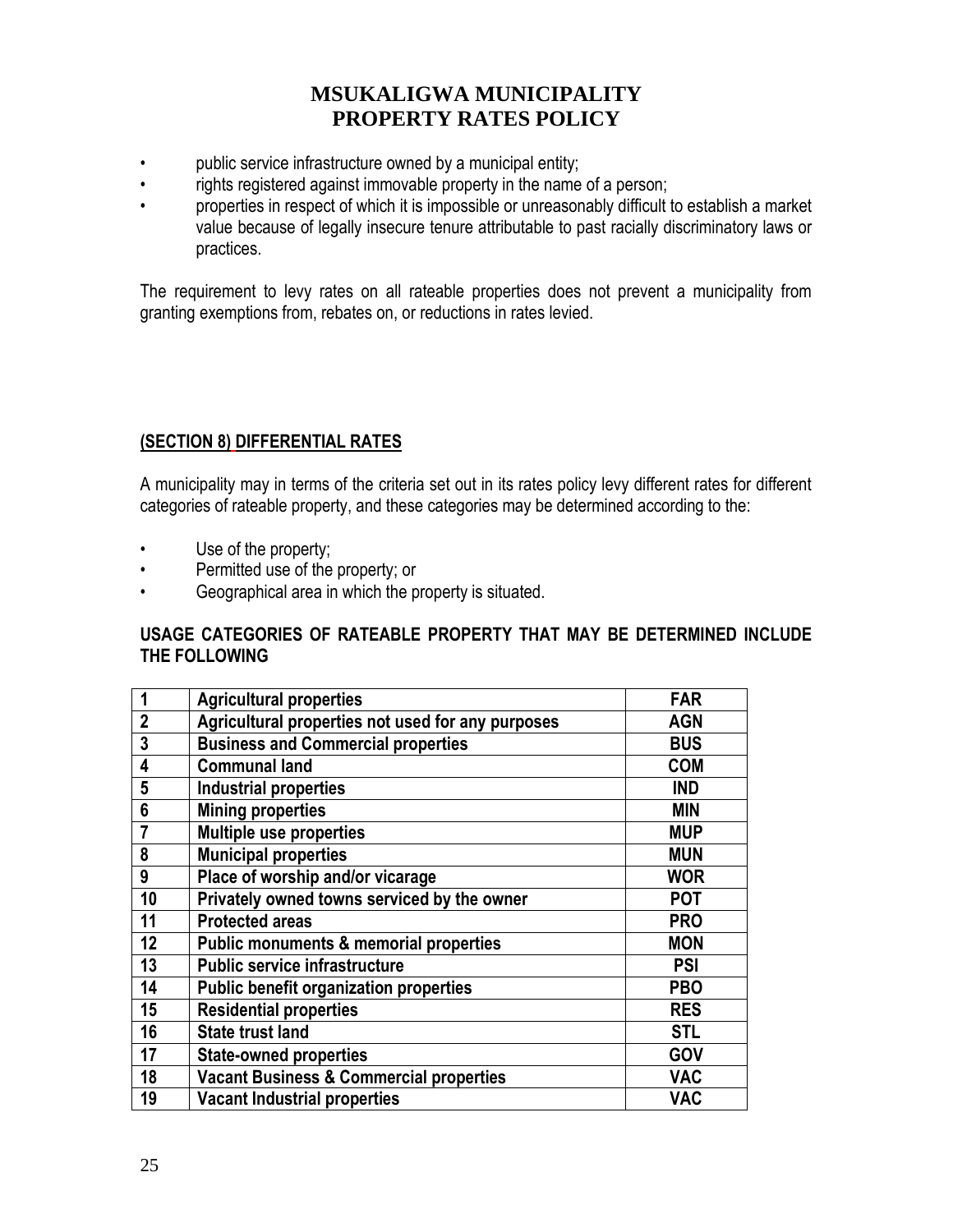- public service infrastructure owned by a municipal entity;
- rights registered against immovable property in the name of a person;
- properties in respect of which it is impossible or unreasonably difficult to establish a market value because of legally insecure tenure attributable to past racially discriminatory laws or practices.

The requirement to levy rates on all rateable properties does not prevent a municipality from granting exemptions from, rebates on, or reductions in rates levied.

## (SECTION 8) DIFFERENTIAL RATES

A municipality may in terms of the criteria set out in its rates policy levy different rates for different categories of rateable property, and these categories may be determined according to the:

- Use of the property;
- Permitted use of the property; or
- Geographical area in which the property is situated.

### USAGE CATEGORIES OF RATEABLE PROPERTY THAT MAY BE DETERMINED INCLUDE THE FOLLOWING

| | | |
|---|---|---|
| 1 | Agricultural properties | FAR |
| 2 | Agricultural properties not used for any purposes | AGN |
| 3 | Business and Commercial properties | BUS |
| 4 | Communal land | COM |
| 5 | Industrial properties | IND |
| 6 | Mining properties | MIN |
| 7 | Multiple use properties | MUP |
| 8 | Municipal properties | MUN |
| 9 | Place of worship and/or vicarage | WOR |
| 10 | Privately owned towns serviced by the owner | POT |
| 11 | Protected areas | PRO |
| 12 | Public monuments & memorial properties | MON |
| 13 | Public service infrastructure | PSI |
| 14 | Public benefit organization properties | PBO |
| 15 | Residential properties | RES |
| 16 | State trust land | STL |
| 17 | State-owned properties | GOV |
| 18 | Vacant Business & Commercial properties | VAC |
| 19 | Vacant Industrial properties | VAC |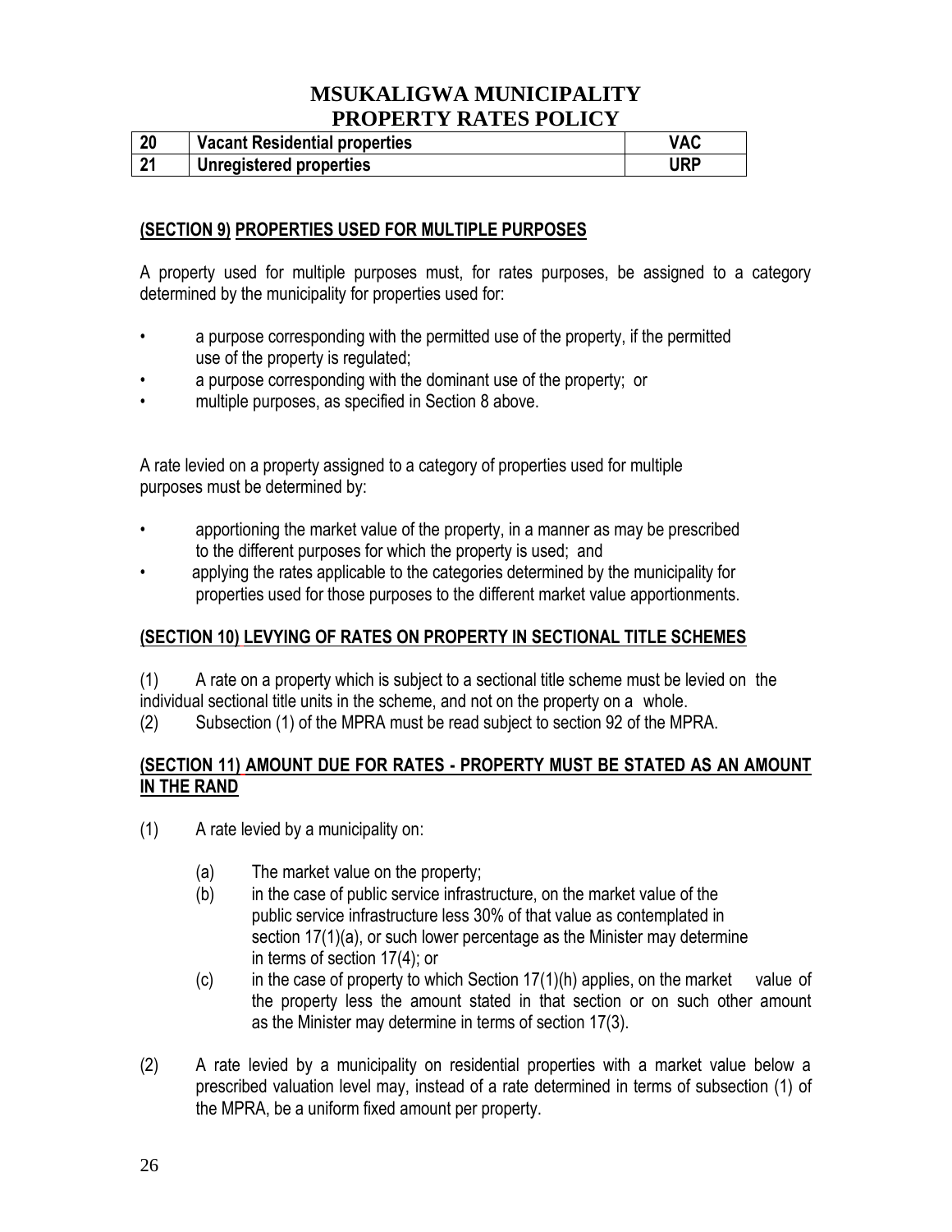| 20 | Vacant Residential properties | VAC |
|---|---|---|
| 21 | Unregistered properties | URP |

**(SECTION 9) PROPERTIES USED FOR MULTIPLE PURPOSES**

A property used for multiple purposes must, for rates purposes, be assigned to a category determined by the municipality for properties used for:

- a purpose corresponding with the permitted use of the property, if the permitted use of the property is regulated;
- a purpose corresponding with the dominant use of the property; or
- multiple purposes, as specified in Section 8 above.

A rate levied on a property assigned to a category of properties used for multiple purposes must be determined by:

- apportioning the market value of the property, in a manner as may be prescribed to the different purposes for which the property is used; and
- applying the rates applicable to the categories determined by the municipality for properties used for those purposes to the different market value apportionments.

**(SECTION 10) LEVYING OF RATES ON PROPERTY IN SECTIONAL TITLE SCHEMES**

(1) A rate on a property which is subject to a sectional title scheme must be levied on the individual sectional title units in the scheme, and not on the property on a whole.
(2) Subsection (1) of the MPRA must be read subject to section 92 of the MPRA.

**(SECTION 11) AMOUNT DUE FOR RATES - PROPERTY MUST BE STATED AS AN AMOUNT IN THE RAND**

(1) A rate levied by a municipality on:

(a) The market value on the property;
(b) in the case of public service infrastructure, on the market value of the public service infrastructure less 30% of that value as contemplated in section 17(1)(a), or such lower percentage as the Minister may determine in terms of section 17(4); or
(c) in the case of property to which Section 17(1)(h) applies, on the market value of the property less the amount stated in that section or on such other amount as the Minister may determine in terms of section 17(3).

(2) A rate levied by a municipality on residential properties with a market value below a prescribed valuation level may, instead of a rate determined in terms of subsection (1) of the MPRA, be a uniform fixed amount per property.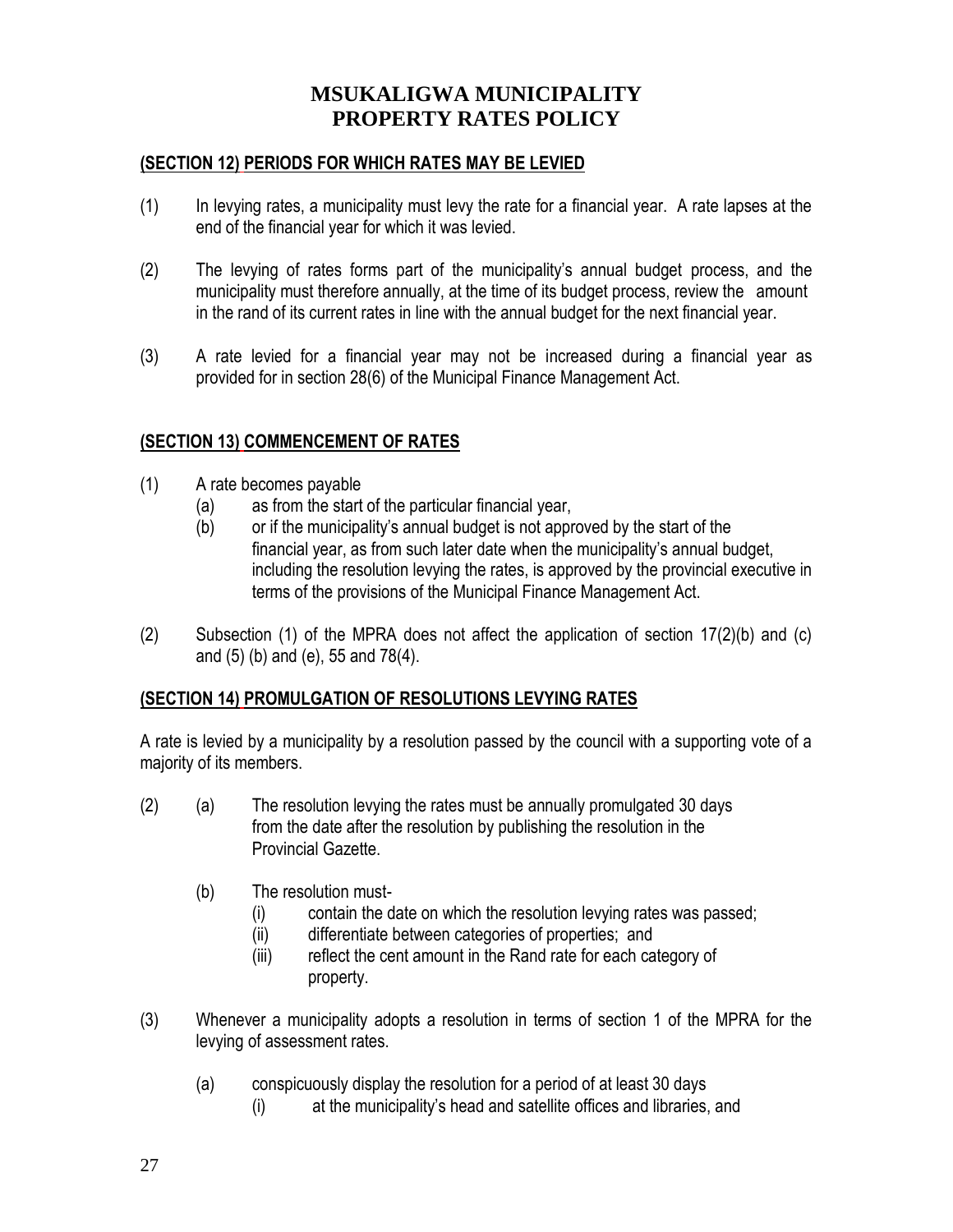# MSUKALIGWA MUNICIPALITY
# PROPERTY RATES POLICY

## (SECTION 12) PERIODS FOR WHICH RATES MAY BE LEVIED

(1) In levying rates, a municipality must levy the rate for a financial year. A rate lapses at the end of the financial year for which it was levied.

(2) The levying of rates forms part of the municipality's annual budget process, and the municipality must therefore annually, at the time of its budget process, review the amount in the rand of its current rates in line with the annual budget for the next financial year.

(3) A rate levied for a financial year may not be increased during a financial year as provided for in section 28(6) of the Municipal Finance Management Act.

## (SECTION 13) COMMENCEMENT OF RATES

(1) A rate becomes payable
 (a) as from the start of the particular financial year,
 (b) or if the municipality's annual budget is not approved by the start of the financial year, as from such later date when the municipality's annual budget, including the resolution levying the rates, is approved by the provincial executive in terms of the provisions of the Municipal Finance Management Act.

(2) Subsection (1) of the MPRA does not affect the application of section 17(2)(b) and (c) and (5) (b) and (e), 55 and 78(4).

## (SECTION 14) PROMULGATION OF RESOLUTIONS LEVYING RATES

A rate is levied by a municipality by a resolution passed by the council with a supporting vote of a majority of its members.

(2) (a) The resolution levying the rates must be annually promulgated 30 days from the date after the resolution by publishing the resolution in the Provincial Gazette.

 (b) The resolution must-
  (i) contain the date on which the resolution levying rates was passed;
  (ii) differentiate between categories of properties; and
  (iii) reflect the cent amount in the Rand rate for each category of property.

(3) Whenever a municipality adopts a resolution in terms of section 1 of the MPRA for the levying of assessment rates.

 (a) conspicuously display the resolution for a period of at least 30 days
  (i) at the municipality's head and satellite offices and libraries, and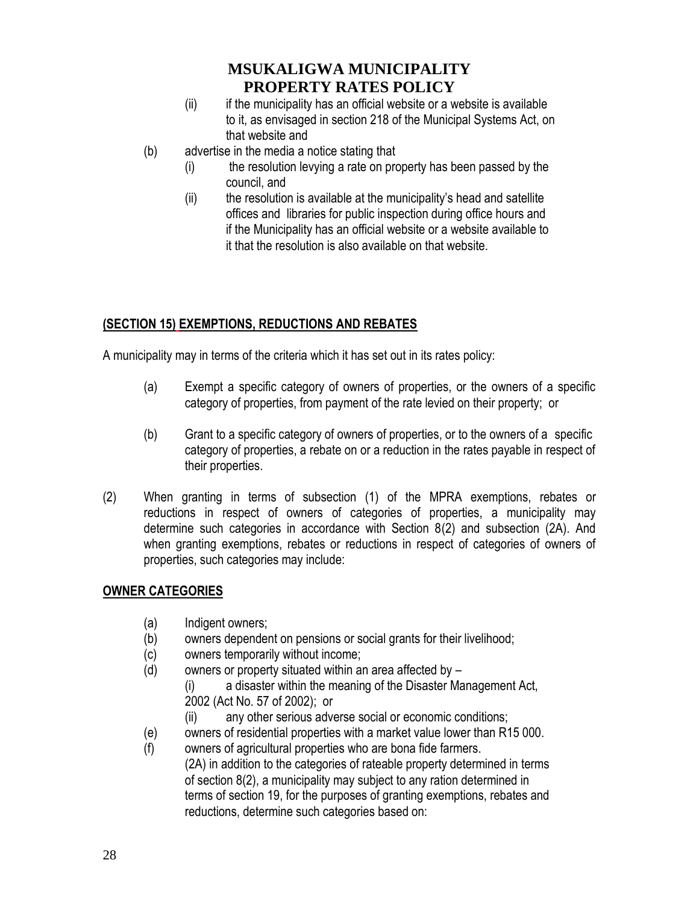(ii) if the municipality has an official website or a website is available to it, as envisaged in section 218 of the Municipal Systems Act, on that website and

(b) advertise in the media a notice stating that

(i) the resolution levying a rate on property has been passed by the council, and

(ii) the resolution is available at the municipality's head and satellite offices and libraries for public inspection during office hours and if the Municipality has an official website or a website available to it that the resolution is also available on that website.

**(SECTION 15) EXEMPTIONS, REDUCTIONS AND REBATES**

A municipality may in terms of the criteria which it has set out in its rates policy:

(a) Exempt a specific category of owners of properties, or the owners of a specific category of properties, from payment of the rate levied on their property; or

(b) Grant to a specific category of owners of properties, or to the owners of a specific category of properties, a rebate on or a reduction in the rates payable in respect of their properties.

(2) When granting in terms of subsection (1) of the MPRA exemptions, rebates or reductions in respect of owners of categories of properties, a municipality may determine such categories in accordance with Section 8(2) and subsection (2A). And when granting exemptions, rebates or reductions in respect of categories of owners of properties, such categories may include:

**OWNER CATEGORIES**

(a) Indigent owners;

(b) owners dependent on pensions or social grants for their livelihood;

(c) owners temporarily without income;

(d) owners or property situated within an area affected by –

(i) a disaster within the meaning of the Disaster Management Act, 2002 (Act No. 57 of 2002); or

(ii) any other serious adverse social or economic conditions;

(e) owners of residential properties with a market value lower than R15 000.

(f) owners of agricultural properties who are bona fide farmers.

(2A) in addition to the categories of rateable property determined in terms of section 8(2), a municipality may subject to any ration determined in terms of section 19, for the purposes of granting exemptions, rebates and reductions, determine such categories based on: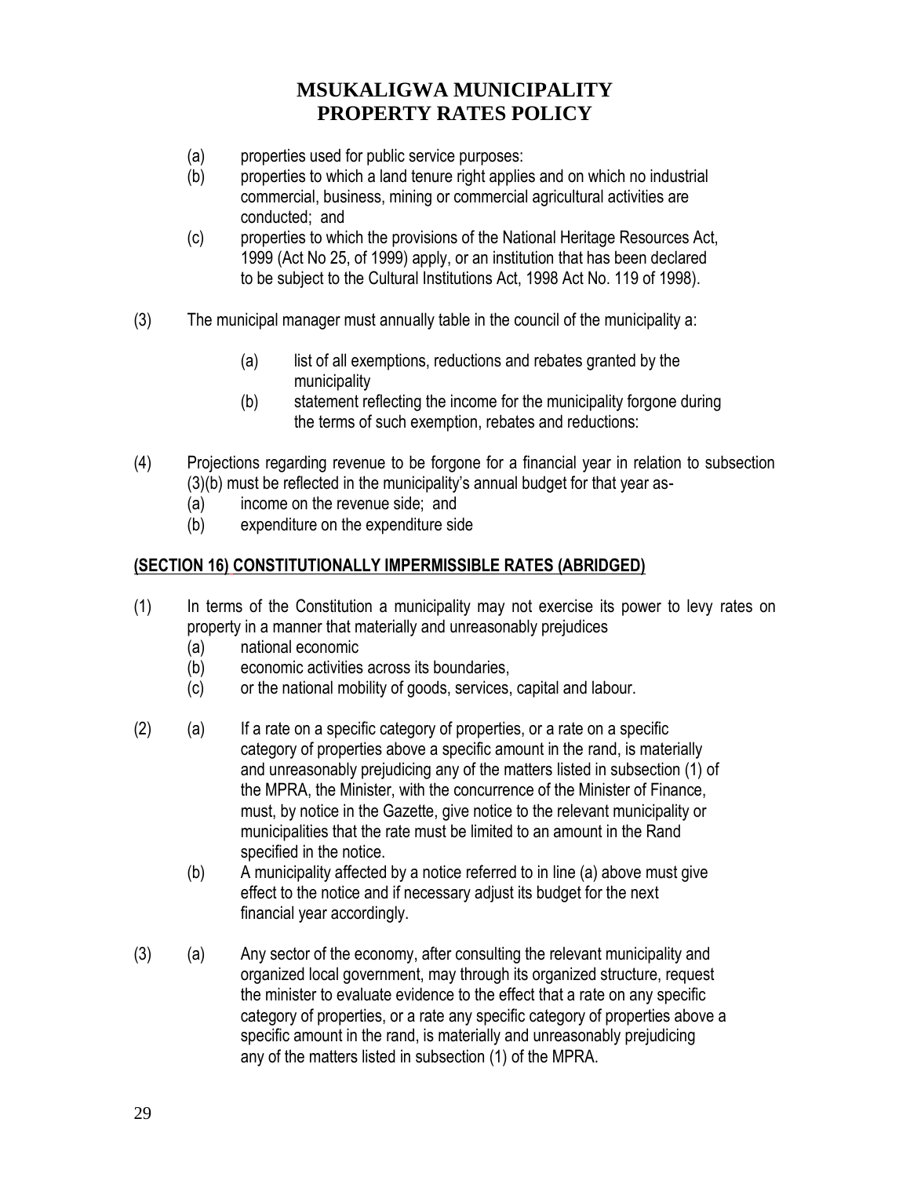(a) properties used for public service purposes:

(b) properties to which a land tenure right applies and on which no industrial commercial, business, mining or commercial agricultural activities are conducted; and

(c) properties to which the provisions of the National Heritage Resources Act, 1999 (Act No 25, of 1999) apply, or an institution that has been declared to be subject to the Cultural Institutions Act, 1998 Act No. 119 of 1998).

(3) The municipal manager must annually table in the council of the municipality a:

(a) list of all exemptions, reductions and rebates granted by the municipality

(b) statement reflecting the income for the municipality forgone during the terms of such exemption, rebates and reductions:

(4) Projections regarding revenue to be forgone for a financial year in relation to subsection (3)(b) must be reflected in the municipality's annual budget for that year as-

(a) income on the revenue side; and

(b) expenditure on the expenditure side

**(SECTION 16) CONSTITUTIONALLY IMPERMISSIBLE RATES (ABRIDGED)**

(1) In terms of the Constitution a municipality may not exercise its power to levy rates on property in a manner that materially and unreasonably prejudices

(a) national economic

(b) economic activities across its boundaries,

(c) or the national mobility of goods, services, capital and labour.

(2) (a) If a rate on a specific category of properties, or a rate on a specific category of properties above a specific amount in the rand, is materially and unreasonably prejudicing any of the matters listed in subsection (1) of the MPRA, the Minister, with the concurrence of the Minister of Finance, must, by notice in the Gazette, give notice to the relevant municipality or municipalities that the rate must be limited to an amount in the Rand specified in the notice.

(b) A municipality affected by a notice referred to in line (a) above must give effect to the notice and if necessary adjust its budget for the next financial year accordingly.

(3) (a) Any sector of the economy, after consulting the relevant municipality and organized local government, may through its organized structure, request the minister to evaluate evidence to the effect that a rate on any specific category of properties, or a rate any specific category of properties above a specific amount in the rand, is materially and unreasonably prejudicing any of the matters listed in subsection (1) of the MPRA.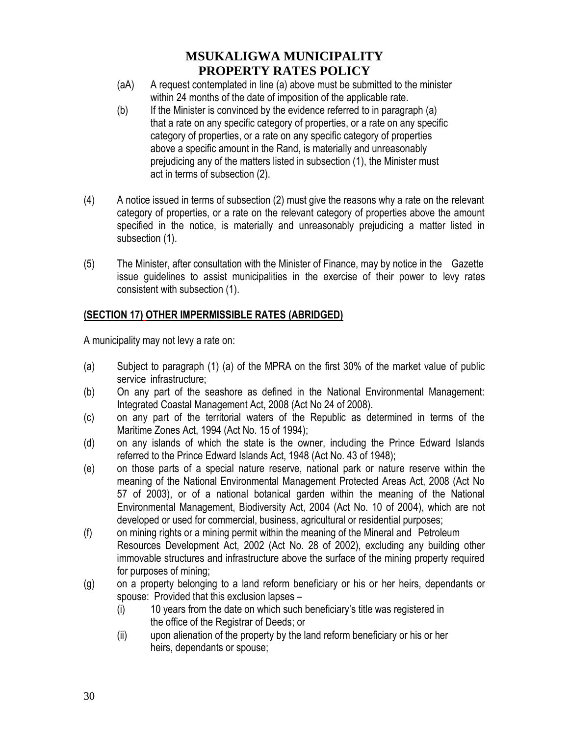(aA) A request contemplated in line (a) above must be submitted to the minister within 24 months of the date of imposition of the applicable rate.

(b) If the Minister is convinced by the evidence referred to in paragraph (a) that a rate on any specific category of properties, or a rate on any specific category of properties, or a rate on any specific category of properties above a specific amount in the Rand, is materially and unreasonably prejudicing any of the matters listed in subsection (1), the Minister must act in terms of subsection (2).

(4) A notice issued in terms of subsection (2) must give the reasons why a rate on the relevant category of properties, or a rate on the relevant category of properties above the amount specified in the notice, is materially and unreasonably prejudicing a matter listed in subsection (1).

(5) The Minister, after consultation with the Minister of Finance, may by notice in the Gazette issue guidelines to assist municipalities in the exercise of their power to levy rates consistent with subsection (1).

**(SECTION 17) OTHER IMPERMISSIBLE RATES (ABRIDGED)**

A municipality may not levy a rate on:

(a) Subject to paragraph (1) (a) of the MPRA on the first 30% of the market value of public service infrastructure;

(b) On any part of the seashore as defined in the National Environmental Management: Integrated Coastal Management Act, 2008 (Act No 24 of 2008).

(c) on any part of the territorial waters of the Republic as determined in terms of the Maritime Zones Act, 1994 (Act No. 15 of 1994);

(d) on any islands of which the state is the owner, including the Prince Edward Islands referred to the Prince Edward Islands Act, 1948 (Act No. 43 of 1948);

(e) on those parts of a special nature reserve, national park or nature reserve within the meaning of the National Environmental Management Protected Areas Act, 2008 (Act No 57 of 2003), or of a national botanical garden within the meaning of the National Environmental Management, Biodiversity Act, 2004 (Act No. 10 of 2004), which are not developed or used for commercial, business, agricultural or residential purposes;

(f) on mining rights or a mining permit within the meaning of the Mineral and Petroleum Resources Development Act, 2002 (Act No. 28 of 2002), excluding any building other immovable structures and infrastructure above the surface of the mining property required for purposes of mining;

(g) on a property belonging to a land reform beneficiary or his or her heirs, dependants or spouse: Provided that this exclusion lapses –

  (i) 10 years from the date on which such beneficiary's title was registered in the office of the Registrar of Deeds; or

  (ii) upon alienation of the property by the land reform beneficiary or his or her heirs, dependants or spouse;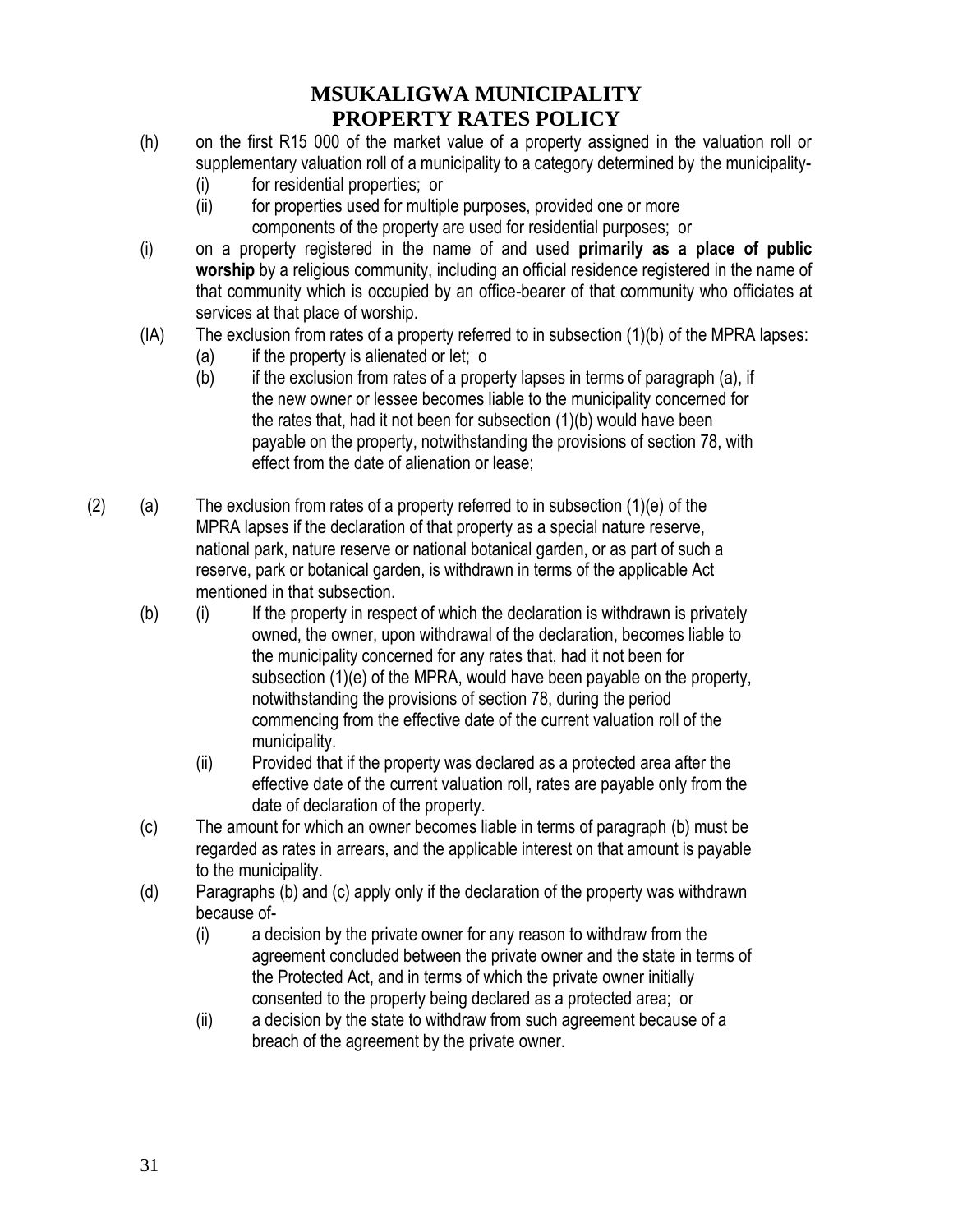(h) on the first R15 000 of the market value of a property assigned in the valuation roll or supplementary valuation roll of a municipality to a category determined by the municipality-
  - (i) for residential properties; or
  - (ii) for properties used for multiple purposes, provided one or more components of the property are used for residential purposes; or

(i) on a property registered in the name of and used **primarily as a place of public worship** by a religious community, including an official residence registered in the name of that community which is occupied by an office-bearer of that community who officiates at services at that place of worship.

(IA) The exclusion from rates of a property referred to in subsection (1)(b) of the MPRA lapses:
  - (a) if the property is alienated or let; o
  - (b) if the exclusion from rates of a property lapses in terms of paragraph (a), if the new owner or lessee becomes liable to the municipality concerned for the rates that, had it not been for subsection (1)(b) would have been payable on the property, notwithstanding the provisions of section 78, with effect from the date of alienation or lease;

(2)
  - (a) The exclusion from rates of a property referred to in subsection (1)(e) of the MPRA lapses if the declaration of that property as a special nature reserve, national park, nature reserve or national botanical garden, or as part of such a reserve, park or botanical garden, is withdrawn in terms of the applicable Act mentioned in that subsection.
  - (b)
    - (i) If the property in respect of which the declaration is withdrawn is privately owned, the owner, upon withdrawal of the declaration, becomes liable to the municipality concerned for any rates that, had it not been for subsection (1)(e) of the MPRA, would have been payable on the property, notwithstanding the provisions of section 78, during the period commencing from the effective date of the current valuation roll of the municipality.
    - (ii) Provided that if the property was declared as a protected area after the effective date of the current valuation roll, rates are payable only from the date of declaration of the property.
  - (c) The amount for which an owner becomes liable in terms of paragraph (b) must be regarded as rates in arrears, and the applicable interest on that amount is payable to the municipality.
  - (d) Paragraphs (b) and (c) apply only if the declaration of the property was withdrawn because of-
    - (i) a decision by the private owner for any reason to withdraw from the agreement concluded between the private owner and the state in terms of the Protected Act, and in terms of which the private owner initially consented to the property being declared as a protected area; or
    - (ii) a decision by the state to withdraw from such agreement because of a breach of the agreement by the private owner.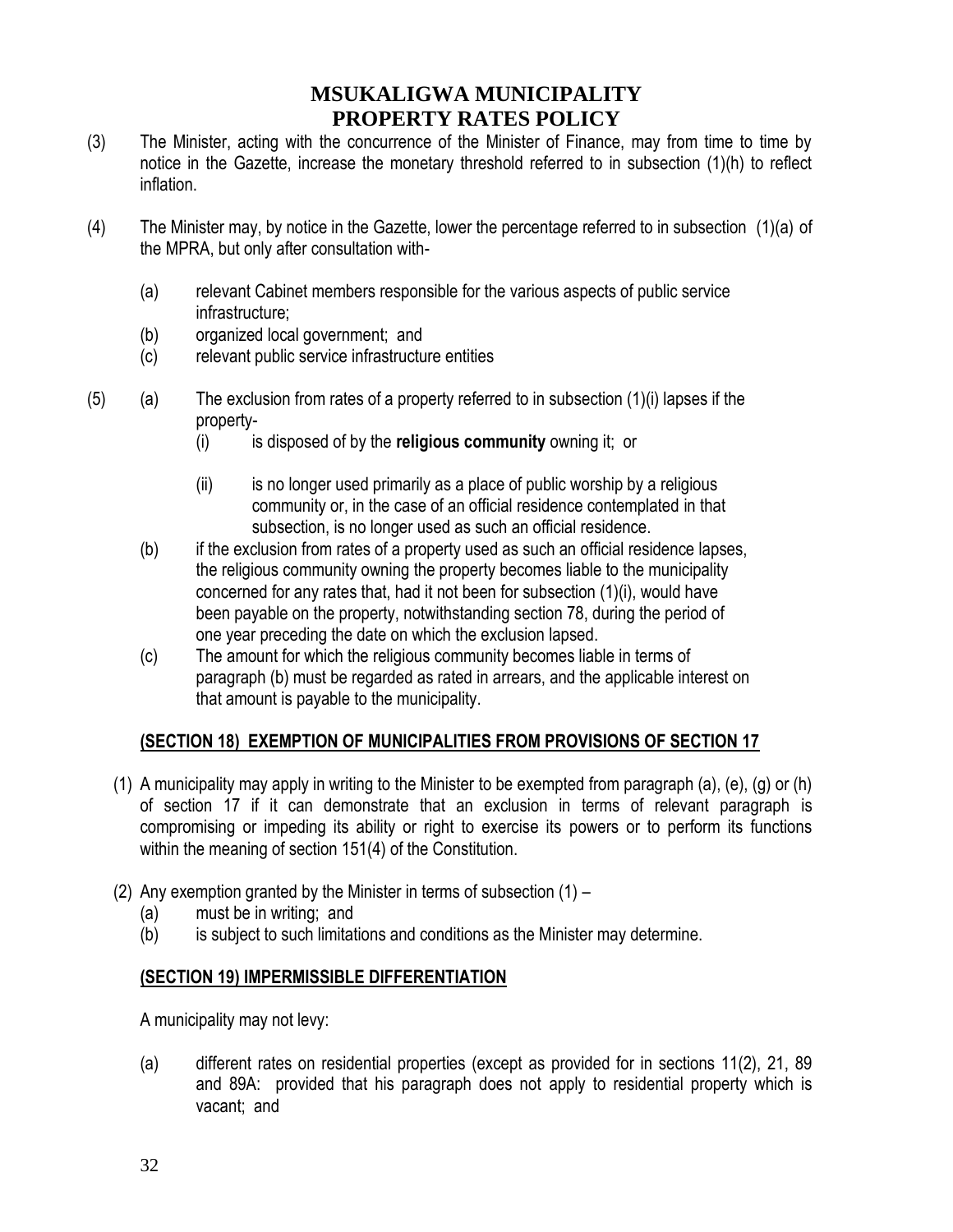# MSUKALIGWA MUNICIPALITY
# PROPERTY RATES POLICY

(3) The Minister, acting with the concurrence of the Minister of Finance, may from time to time by notice in the Gazette, increase the monetary threshold referred to in subsection (1)(h) to reflect inflation.

(4) The Minister may, by notice in the Gazette, lower the percentage referred to in subsection (1)(a) of the MPRA, but only after consultation with-

- (a) relevant Cabinet members responsible for the various aspects of public service infrastructure;
- (b) organized local government; and
- (c) relevant public service infrastructure entities

(5) (a) The exclusion from rates of a property referred to in subsection (1)(i) lapses if the property-
  - (i) is disposed of by the **religious community** owning it; or
  - (ii) is no longer used primarily as a place of public worship by a religious community or, in the case of an official residence contemplated in that subsection, is no longer used as such an official residence.

(b) if the exclusion from rates of a property used as such an official residence lapses, the religious community owning the property becomes liable to the municipality concerned for any rates that, had it not been for subsection (1)(i), would have been payable on the property, notwithstanding section 78, during the period of one year preceding the date on which the exclusion lapsed.

(c) The amount for which the religious community becomes liable in terms of paragraph (b) must be regarded as rated in arrears, and the applicable interest on that amount is payable to the municipality.

## (SECTION 18) EXEMPTION OF MUNICIPALITIES FROM PROVISIONS OF SECTION 17

(1) A municipality may apply in writing to the Minister to be exempted from paragraph (a), (e), (g) or (h) of section 17 if it can demonstrate that an exclusion in terms of relevant paragraph is compromising or impeding its ability or right to exercise its powers or to perform its functions within the meaning of section 151(4) of the Constitution.

(2) Any exemption granted by the Minister in terms of subsection (1) –
- (a) must be in writing; and
- (b) is subject to such limitations and conditions as the Minister may determine.

## (SECTION 19) IMPERMISSIBLE DIFFERENTIATION

A municipality may not levy:

(a) different rates on residential properties (except as provided for in sections 11(2), 21, 89 and 89A: provided that his paragraph does not apply to residential property which is vacant; and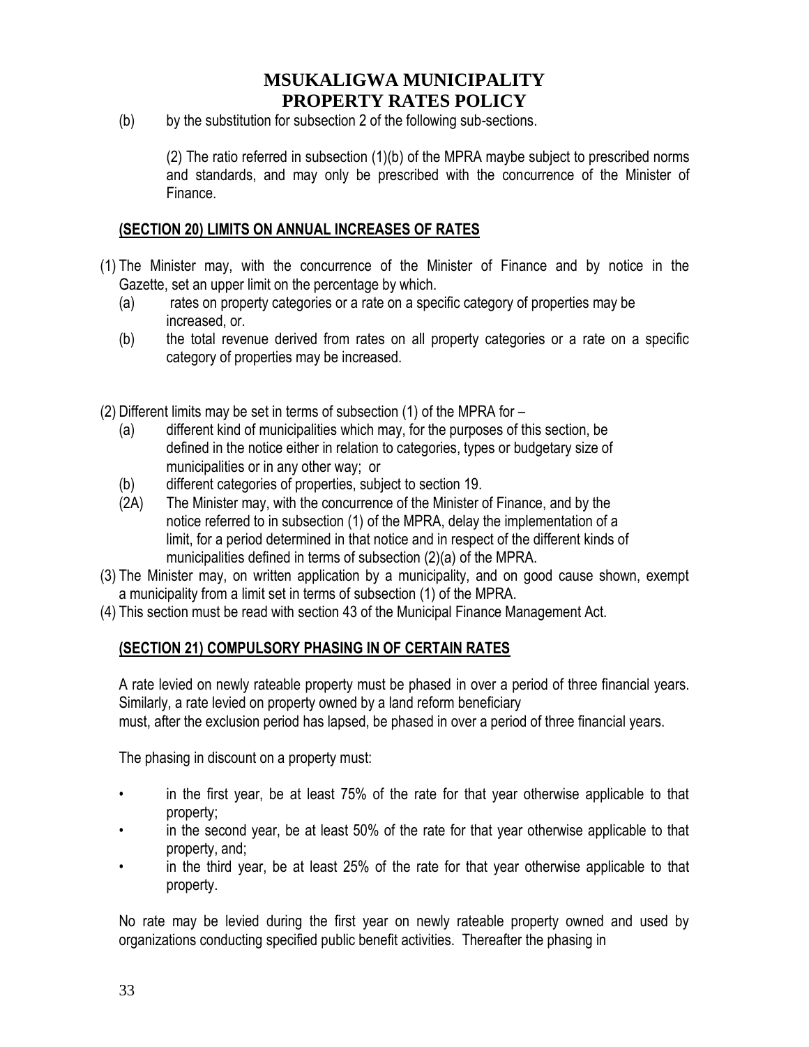(b) by the substitution for subsection 2 of the following sub-sections.

> (2) The ratio referred in subsection (1)(b) of the MPRA maybe subject to prescribed norms and standards, and may only be prescribed with the concurrence of the Minister of Finance.

## (SECTION 20) LIMITS ON ANNUAL INCREASES OF RATES

(1) The Minister may, with the concurrence of the Minister of Finance and by notice in the Gazette, set an upper limit on the percentage by which.
   - (a) rates on property categories or a rate on a specific category of properties may be increased, or.
   - (b) the total revenue derived from rates on all property categories or a rate on a specific category of properties may be increased.

(2) Different limits may be set in terms of subsection (1) of the MPRA for –
   - (a) different kind of municipalities which may, for the purposes of this section, be defined in the notice either in relation to categories, types or budgetary size of municipalities or in any other way; or
   - (b) different categories of properties, subject to section 19.
   - (2A) The Minister may, with the concurrence of the Minister of Finance, and by the notice referred to in subsection (1) of the MPRA, delay the implementation of a limit, for a period determined in that notice and in respect of the different kinds of municipalities defined in terms of subsection (2)(a) of the MPRA.

(3) The Minister may, on written application by a municipality, and on good cause shown, exempt a municipality from a limit set in terms of subsection (1) of the MPRA.

(4) This section must be read with section 43 of the Municipal Finance Management Act.

## (SECTION 21) COMPULSORY PHASING IN OF CERTAIN RATES

A rate levied on newly rateable property must be phased in over a period of three financial years. Similarly, a rate levied on property owned by a land reform beneficiary must, after the exclusion period has lapsed, be phased in over a period of three financial years.

The phasing in discount on a property must:

- in the first year, be at least 75% of the rate for that year otherwise applicable to that property;
- in the second year, be at least 50% of the rate for that year otherwise applicable to that property, and;
- in the third year, be at least 25% of the rate for that year otherwise applicable to that property.

No rate may be levied during the first year on newly rateable property owned and used by organizations conducting specified public benefit activities. Thereafter the phasing in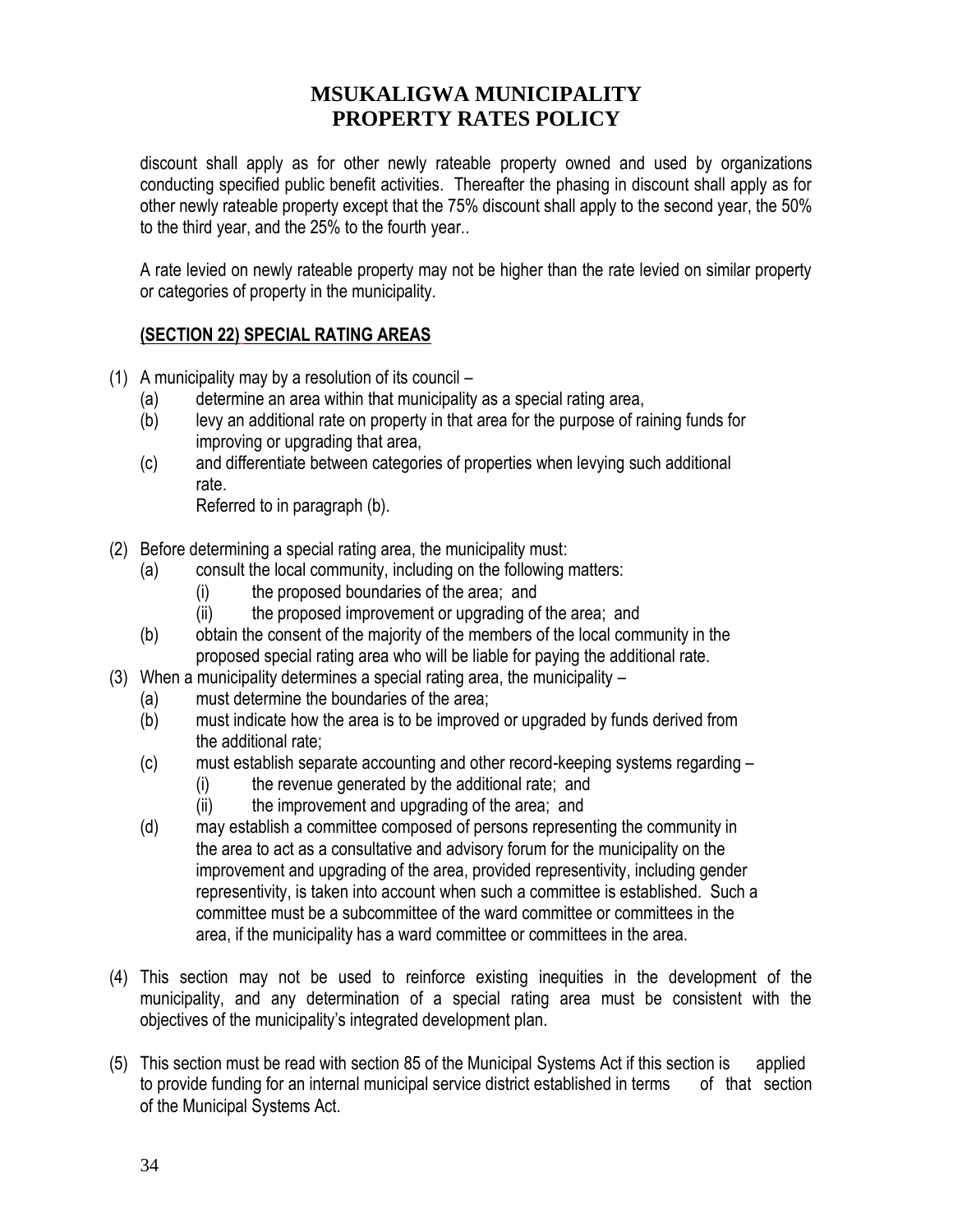discount shall apply as for other newly rateable property owned and used by organizations conducting specified public benefit activities. Thereafter the phasing in discount shall apply as for other newly rateable property except that the 75% discount shall apply to the second year, the 50% to the third year, and the 25% to the fourth year..

A rate levied on newly rateable property may not be higher than the rate levied on similar property or categories of property in the municipality.

## (SECTION 22) SPECIAL RATING AREAS

(1) A municipality may by a resolution of its council –
   (a) determine an area within that municipality as a special rating area,
   (b) levy an additional rate on property in that area for the purpose of raining funds for improving or upgrading that area,
   (c) and differentiate between categories of properties when levying such additional rate.
   Referred to in paragraph (b).

(2) Before determining a special rating area, the municipality must:
   (a) consult the local community, including on the following matters:
      (i) the proposed boundaries of the area; and
      (ii) the proposed improvement or upgrading of the area; and
   (b) obtain the consent of the majority of the members of the local community in the proposed special rating area who will be liable for paying the additional rate.

(3) When a municipality determines a special rating area, the municipality –
   (a) must determine the boundaries of the area;
   (b) must indicate how the area is to be improved or upgraded by funds derived from the additional rate;
   (c) must establish separate accounting and other record-keeping systems regarding –
      (i) the revenue generated by the additional rate; and
      (ii) the improvement and upgrading of the area; and
   (d) may establish a committee composed of persons representing the community in the area to act as a consultative and advisory forum for the municipality on the improvement and upgrading of the area, provided representivity, including gender representivity, is taken into account when such a committee is established. Such a committee must be a subcommittee of the ward committee or committees in the area, if the municipality has a ward committee or committees in the area.

(4) This section may not be used to reinforce existing inequities in the development of the municipality, and any determination of a special rating area must be consistent with the objectives of the municipality's integrated development plan.

(5) This section must be read with section 85 of the Municipal Systems Act if this section is applied to provide funding for an internal municipal service district established in terms of that section of the Municipal Systems Act.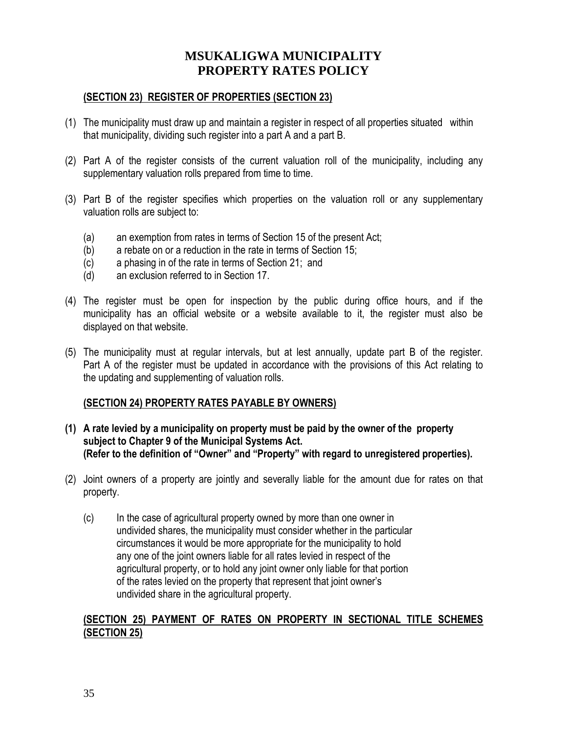# MSUKALIGWA MUNICIPALITY
# PROPERTY RATES POLICY

## (SECTION 23) REGISTER OF PROPERTIES (SECTION 23)

(1) The municipality must draw up and maintain a register in respect of all properties situated within that municipality, dividing such register into a part A and a part B.

(2) Part A of the register consists of the current valuation roll of the municipality, including any supplementary valuation rolls prepared from time to time.

(3) Part B of the register specifies which properties on the valuation roll or any supplementary valuation rolls are subject to:

- (a) an exemption from rates in terms of Section 15 of the present Act;
- (b) a rebate on or a reduction in the rate in terms of Section 15;
- (c) a phasing in of the rate in terms of Section 21; and
- (d) an exclusion referred to in Section 17.

(4) The register must be open for inspection by the public during office hours, and if the municipality has an official website or a website available to it, the register must also be displayed on that website.

(5) The municipality must at regular intervals, but at lest annually, update part B of the register. Part A of the register must be updated in accordance with the provisions of this Act relating to the updating and supplementing of valuation rolls.

## (SECTION 24) PROPERTY RATES PAYABLE BY OWNERS)

**(1) A rate levied by a municipality on property must be paid by the owner of the property subject to Chapter 9 of the Municipal Systems Act.**
**(Refer to the definition of "Owner" and "Property" with regard to unregistered properties).**

(2) Joint owners of a property are jointly and severally liable for the amount due for rates on that property.

(c) In the case of agricultural property owned by more than one owner in undivided shares, the municipality must consider whether in the particular circumstances it would be more appropriate for the municipality to hold any one of the joint owners liable for all rates levied in respect of the agricultural property, or to hold any joint owner only liable for that portion of the rates levied on the property that represent that joint owner's undivided share in the agricultural property.

## (SECTION 25) PAYMENT OF RATES ON PROPERTY IN SECTIONAL TITLE SCHEMES (SECTION 25)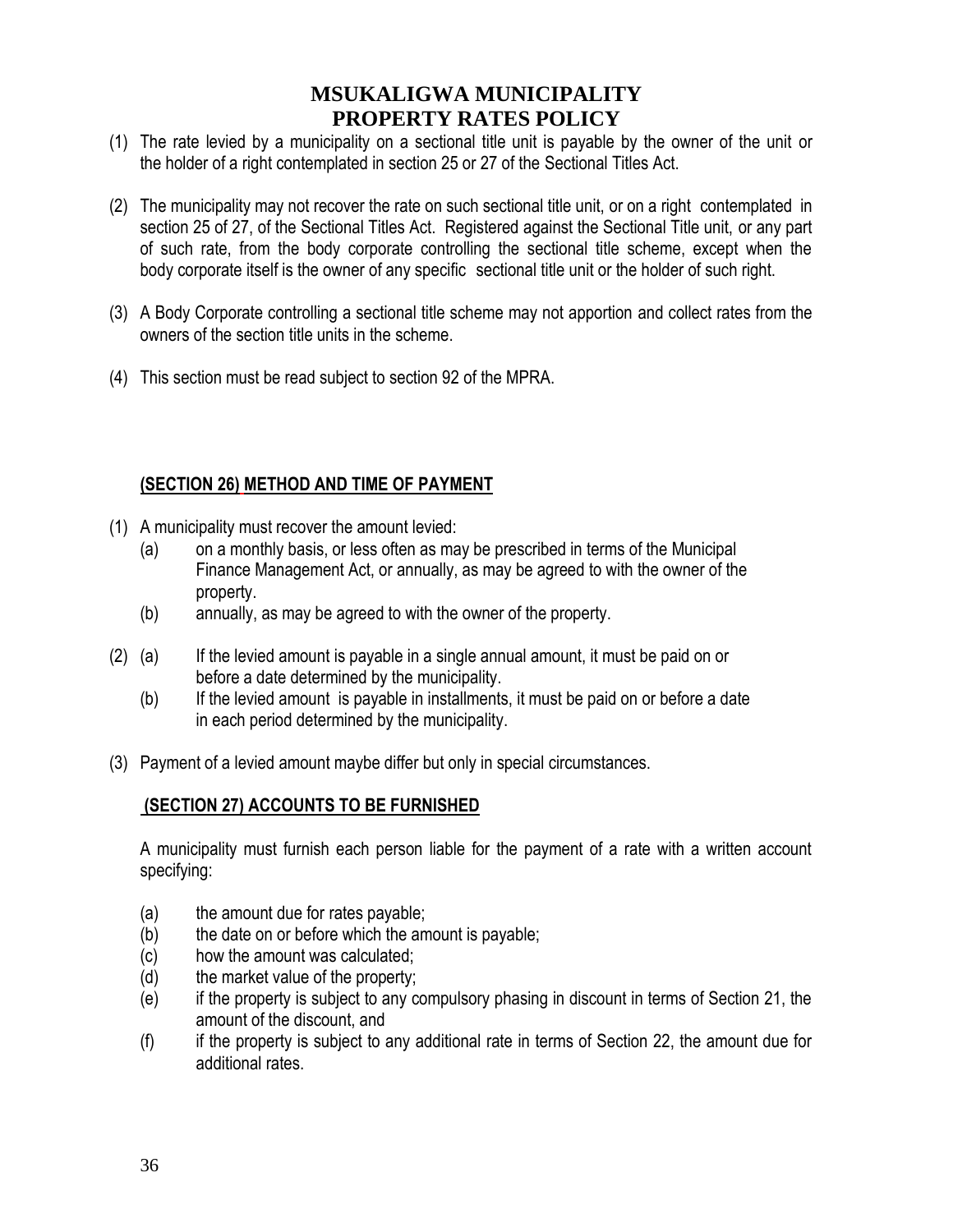# MSUKALIGWA MUNICIPALITY
# PROPERTY RATES POLICY

(1) The rate levied by a municipality on a sectional title unit is payable by the owner of the unit or the holder of a right contemplated in section 25 or 27 of the Sectional Titles Act.

(2) The municipality may not recover the rate on such sectional title unit, or on a right contemplated in section 25 of 27, of the Sectional Titles Act. Registered against the Sectional Title unit, or any part of such rate, from the body corporate controlling the sectional title scheme, except when the body corporate itself is the owner of any specific sectional title unit or the holder of such right.

(3) A Body Corporate controlling a sectional title scheme may not apportion and collect rates from the owners of the section title units in the scheme.

(4) This section must be read subject to section 92 of the MPRA.

**(SECTION 26) METHOD AND TIME OF PAYMENT**

(1) A municipality must recover the amount levied:
   (a) on a monthly basis, or less often as may be prescribed in terms of the Municipal Finance Management Act, or annually, as may be agreed to with the owner of the property.
   (b) annually, as may be agreed to with the owner of the property.

(2) (a) If the levied amount is payable in a single annual amount, it must be paid on or before a date determined by the municipality.
   (b) If the levied amount is payable in installments, it must be paid on or before a date in each period determined by the municipality.

(3) Payment of a levied amount maybe differ but only in special circumstances.

**(SECTION 27) ACCOUNTS TO BE FURNISHED**

A municipality must furnish each person liable for the payment of a rate with a written account specifying:

(a) the amount due for rates payable;
(b) the date on or before which the amount is payable;
(c) how the amount was calculated;
(d) the market value of the property;
(e) if the property is subject to any compulsory phasing in discount in terms of Section 21, the amount of the discount, and
(f) if the property is subject to any additional rate in terms of Section 22, the amount due for additional rates.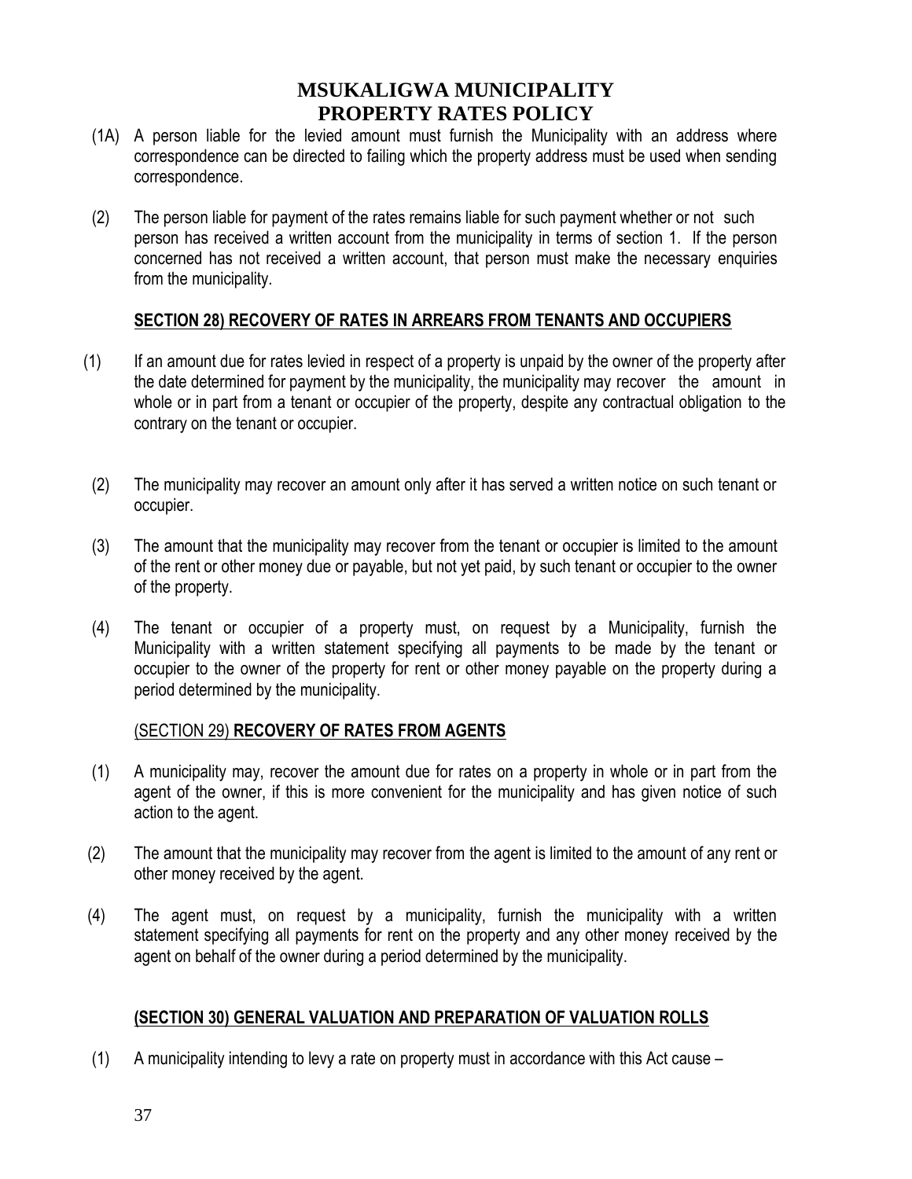(1A) A person liable for the levied amount must furnish the Municipality with an address where correspondence can be directed to failing which the property address must be used when sending correspondence.

(2) The person liable for payment of the rates remains liable for such payment whether or not such person has received a written account from the municipality in terms of section 1. If the person concerned has not received a written account, that person must make the necessary enquiries from the municipality.

**SECTION 28) RECOVERY OF RATES IN ARREARS FROM TENANTS AND OCCUPIERS**

(1) If an amount due for rates levied in respect of a property is unpaid by the owner of the property after the date determined for payment by the municipality, the municipality may recover the amount in whole or in part from a tenant or occupier of the property, despite any contractual obligation to the contrary on the tenant or occupier.

(2) The municipality may recover an amount only after it has served a written notice on such tenant or occupier.

(3) The amount that the municipality may recover from the tenant or occupier is limited to the amount of the rent or other money due or payable, but not yet paid, by such tenant or occupier to the owner of the property.

(4) The tenant or occupier of a property must, on request by a Municipality, furnish the Municipality with a written statement specifying all payments to be made by the tenant or occupier to the owner of the property for rent or other money payable on the property during a period determined by the municipality.

(SECTION 29) **RECOVERY OF RATES FROM AGENTS**

(1) A municipality may, recover the amount due for rates on a property in whole or in part from the agent of the owner, if this is more convenient for the municipality and has given notice of such action to the agent.

(2) The amount that the municipality may recover from the agent is limited to the amount of any rent or other money received by the agent.

(4) The agent must, on request by a municipality, furnish the municipality with a written statement specifying all payments for rent on the property and any other money received by the agent on behalf of the owner during a period determined by the municipality.

**(SECTION 30) GENERAL VALUATION AND PREPARATION OF VALUATION ROLLS**

(1) A municipality intending to levy a rate on property must in accordance with this Act cause –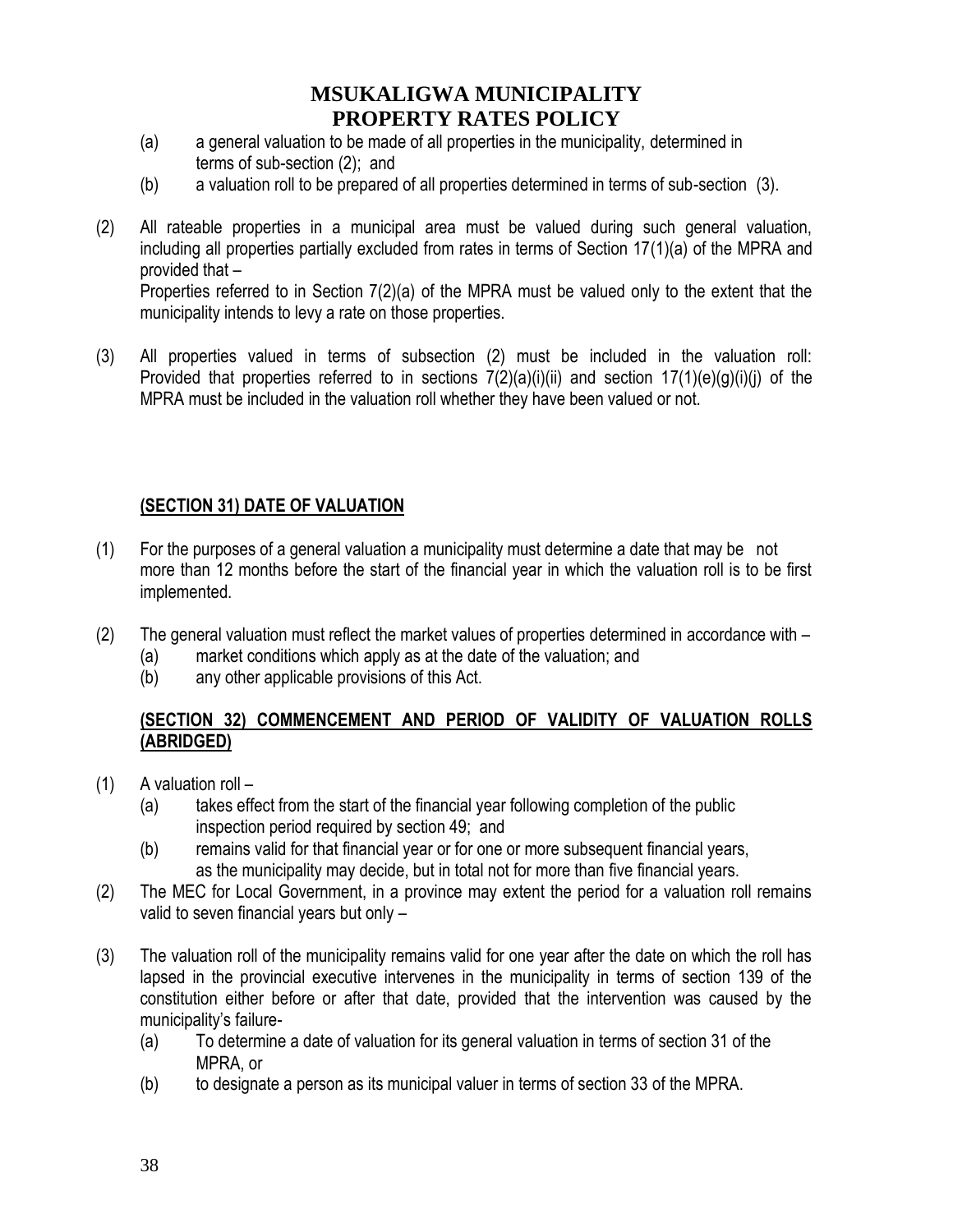(a) a general valuation to be made of all properties in the municipality, determined in terms of sub-section (2); and

(b) a valuation roll to be prepared of all properties determined in terms of sub-section (3).

(2) All rateable properties in a municipal area must be valued during such general valuation, including all properties partially excluded from rates in terms of Section 17(1)(a) of the MPRA and provided that –
Properties referred to in Section 7(2)(a) of the MPRA must be valued only to the extent that the municipality intends to levy a rate on those properties.

(3) All properties valued in terms of subsection (2) must be included in the valuation roll: Provided that properties referred to in sections 7(2)(a)(i)(ii) and section 17(1)(e)(g)(i)(j) of the MPRA must be included in the valuation roll whether they have been valued or not.

## (SECTION 31) DATE OF VALUATION

(1) For the purposes of a general valuation a municipality must determine a date that may be not more than 12 months before the start of the financial year in which the valuation roll is to be first implemented.

(2) The general valuation must reflect the market values of properties determined in accordance with –
   (a) market conditions which apply as at the date of the valuation; and
   (b) any other applicable provisions of this Act.

## (SECTION 32) COMMENCEMENT AND PERIOD OF VALIDITY OF VALUATION ROLLS (ABRIDGED)

(1) A valuation roll –
   (a) takes effect from the start of the financial year following completion of the public inspection period required by section 49; and
   (b) remains valid for that financial year or for one or more subsequent financial years, as the municipality may decide, but in total not for more than five financial years.

(2) The MEC for Local Government, in a province may extent the period for a valuation roll remains valid to seven financial years but only –

(3) The valuation roll of the municipality remains valid for one year after the date on which the roll has lapsed in the provincial executive intervenes in the municipality in terms of section 139 of the constitution either before or after that date, provided that the intervention was caused by the municipality's failure-
   (a) To determine a date of valuation for its general valuation in terms of section 31 of the MPRA, or
   (b) to designate a person as its municipal valuer in terms of section 33 of the MPRA.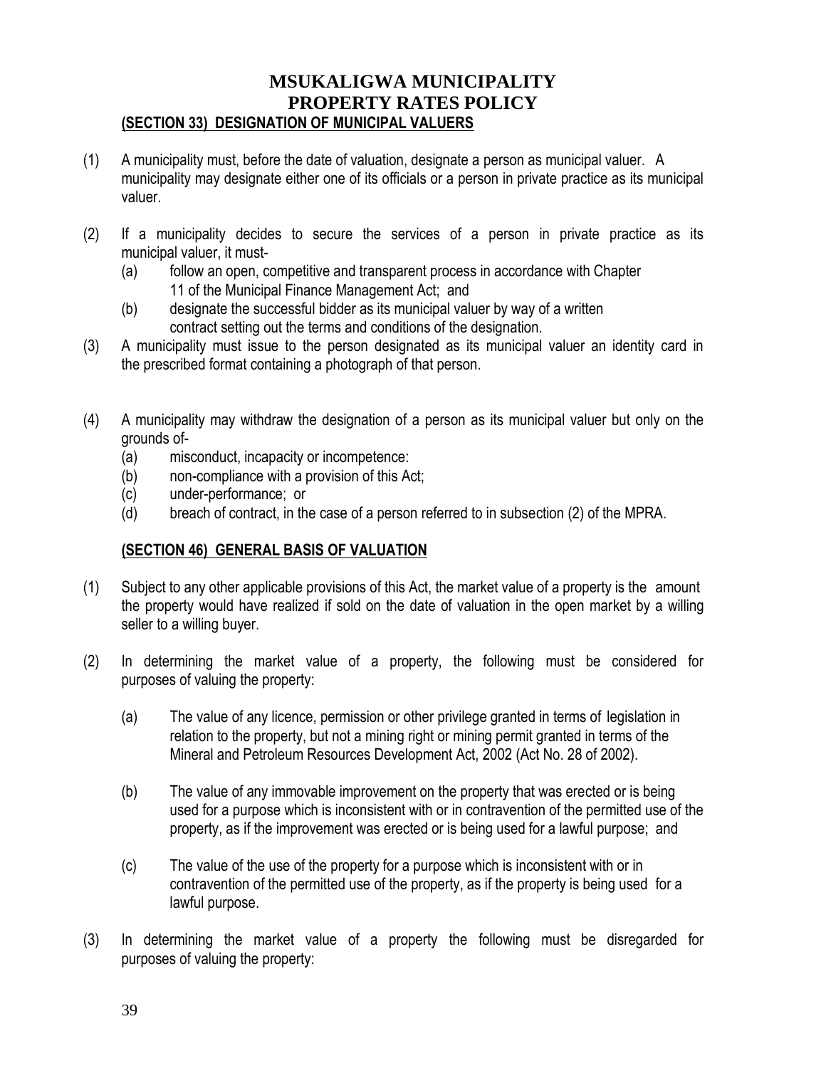# MSUKALIGWA MUNICIPALITY
# PROPERTY RATES POLICY

**(SECTION 33) DESIGNATION OF MUNICIPAL VALUERS**

(1) A municipality must, before the date of valuation, designate a person as municipal valuer. A municipality may designate either one of its officials or a person in private practice as its municipal valuer.

(2) If a municipality decides to secure the services of a person in private practice as its municipal valuer, it must-
  - (a) follow an open, competitive and transparent process in accordance with Chapter 11 of the Municipal Finance Management Act; and
  - (b) designate the successful bidder as its municipal valuer by way of a written contract setting out the terms and conditions of the designation.

(3) A municipality must issue to the person designated as its municipal valuer an identity card in the prescribed format containing a photograph of that person.

(4) A municipality may withdraw the designation of a person as its municipal valuer but only on the grounds of-
  - (a) misconduct, incapacity or incompetence:
  - (b) non-compliance with a provision of this Act;
  - (c) under-performance; or
  - (d) breach of contract, in the case of a person referred to in subsection (2) of the MPRA.

**(SECTION 46) GENERAL BASIS OF VALUATION**

(1) Subject to any other applicable provisions of this Act, the market value of a property is the amount the property would have realized if sold on the date of valuation in the open market by a willing seller to a willing buyer.

(2) In determining the market value of a property, the following must be considered for purposes of valuing the property:

  - (a) The value of any licence, permission or other privilege granted in terms of legislation in relation to the property, but not a mining right or mining permit granted in terms of the Mineral and Petroleum Resources Development Act, 2002 (Act No. 28 of 2002).

  - (b) The value of any immovable improvement on the property that was erected or is being used for a purpose which is inconsistent with or in contravention of the permitted use of the property, as if the improvement was erected or is being used for a lawful purpose; and

  - (c) The value of the use of the property for a purpose which is inconsistent with or in contravention of the permitted use of the property, as if the property is being used for a lawful purpose.

(3) In determining the market value of a property the following must be disregarded for purposes of valuing the property: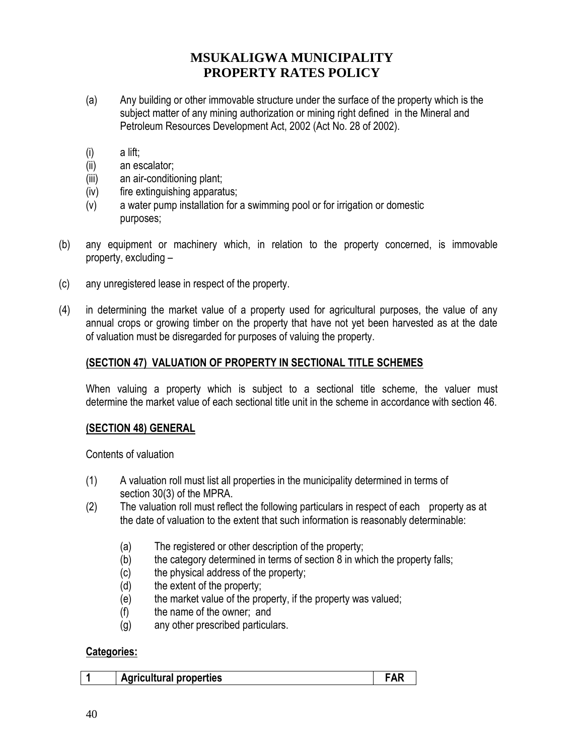# MSUKALIGWA MUNICIPALITY
# PROPERTY RATES POLICY

(a) Any building or other immovable structure under the surface of the property which is the subject matter of any mining authorization or mining right defined in the Mineral and Petroleum Resources Development Act, 2002 (Act No. 28 of 2002).

(i) a lift;
(ii) an escalator;
(iii) an air-conditioning plant;
(iv) fire extinguishing apparatus;
(v) a water pump installation for a swimming pool or for irrigation or domestic purposes;

(b) any equipment or machinery which, in relation to the property concerned, is immovable property, excluding –

(c) any unregistered lease in respect of the property.

(4) in determining the market value of a property used for agricultural purposes, the value of any annual crops or growing timber on the property that have not yet been harvested as at the date of valuation must be disregarded for purposes of valuing the property.

**(SECTION 47) VALUATION OF PROPERTY IN SECTIONAL TITLE SCHEMES**

When valuing a property which is subject to a sectional title scheme, the valuer must determine the market value of each sectional title unit in the scheme in accordance with section 46.

**(SECTION 48) GENERAL**

Contents of valuation

(1) A valuation roll must list all properties in the municipality determined in terms of section 30(3) of the MPRA.
(2) The valuation roll must reflect the following particulars in respect of each property as at the date of valuation to the extent that such information is reasonably determinable:

(a) The registered or other description of the property;
(b) the category determined in terms of section 8 in which the property falls;
(c) the physical address of the property;
(d) the extent of the property;
(e) the market value of the property, if the property was valued;
(f) the name of the owner; and
(g) any other prescribed particulars.

**Categories:**

| 1 | Agricultural properties | FAR |
|---|---|---|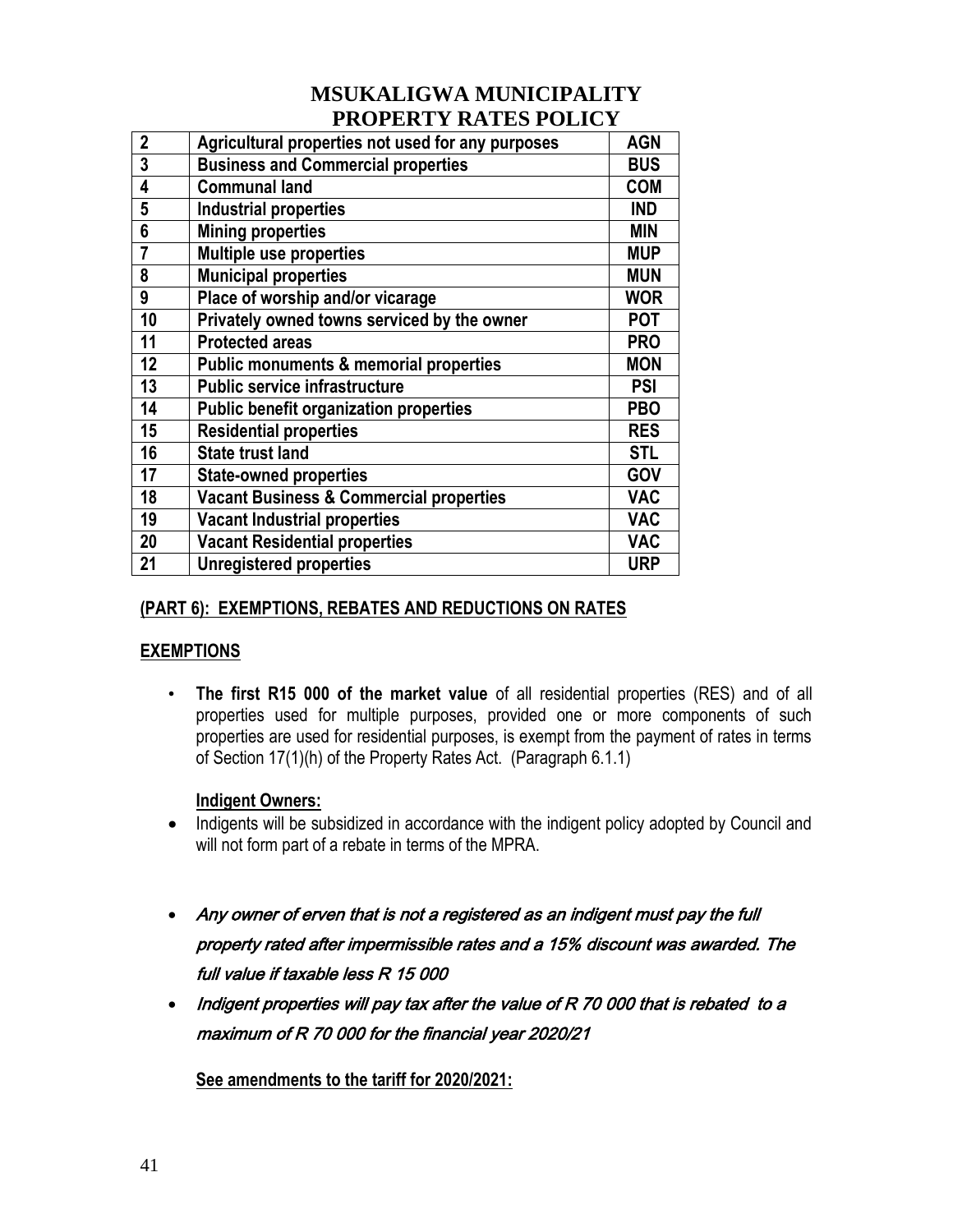# MSUKALIGWA MUNICIPALITY PROPERTY RATES POLICY

| | | |
|---|---|---|
| 2 | **Agricultural properties not used for any purposes** | **AGN** |
| 3 | **Business and Commercial properties** | **BUS** |
| 4 | **Communal land** | **COM** |
| 5 | **Industrial properties** | **IND** |
| 6 | **Mining properties** | **MIN** |
| 7 | **Multiple use properties** | **MUP** |
| 8 | **Municipal properties** | **MUN** |
| 9 | **Place of worship and/or vicarage** | **WOR** |
| 10 | **Privately owned towns serviced by the owner** | **POT** |
| 11 | **Protected areas** | **PRO** |
| 12 | **Public monuments & memorial properties** | **MON** |
| 13 | **Public service infrastructure** | **PSI** |
| 14 | **Public benefit organization properties** | **PBO** |
| 15 | **Residential properties** | **RES** |
| 16 | **State trust land** | **STL** |
| 17 | **State-owned properties** | **GOV** |
| 18 | **Vacant Business & Commercial properties** | **VAC** |
| 19 | **Vacant Industrial properties** | **VAC** |
| 20 | **Vacant Residential properties** | **VAC** |
| 21 | **Unregistered properties** | **URP** |

**(PART 6): EXEMPTIONS, REBATES AND REDUCTIONS ON RATES**

**EXEMPTIONS**

- **The first R15 000 of the market value** of all residential properties (RES) and of all properties used for multiple purposes, provided one or more components of such properties are used for residential purposes, is exempt from the payment of rates in terms of Section 17(1)(h) of the Property Rates Act. (Paragraph 6.1.1)

**Indigent Owners:**

- Indigents will be subsidized in accordance with the indigent policy adopted by Council and will not form part of a rebate in terms of the MPRA.

- *Any owner of erven that is not a registered as an indigent must pay the full property rated after impermissible rates and a 15% discount was awarded. The full value if taxable less R 15 000*
- *Indigent properties will pay tax after the value of R 70 000 that is rebated to a maximum of R 70 000 for the financial year 2020/21*

**See amendments to the tariff for 2020/2021:**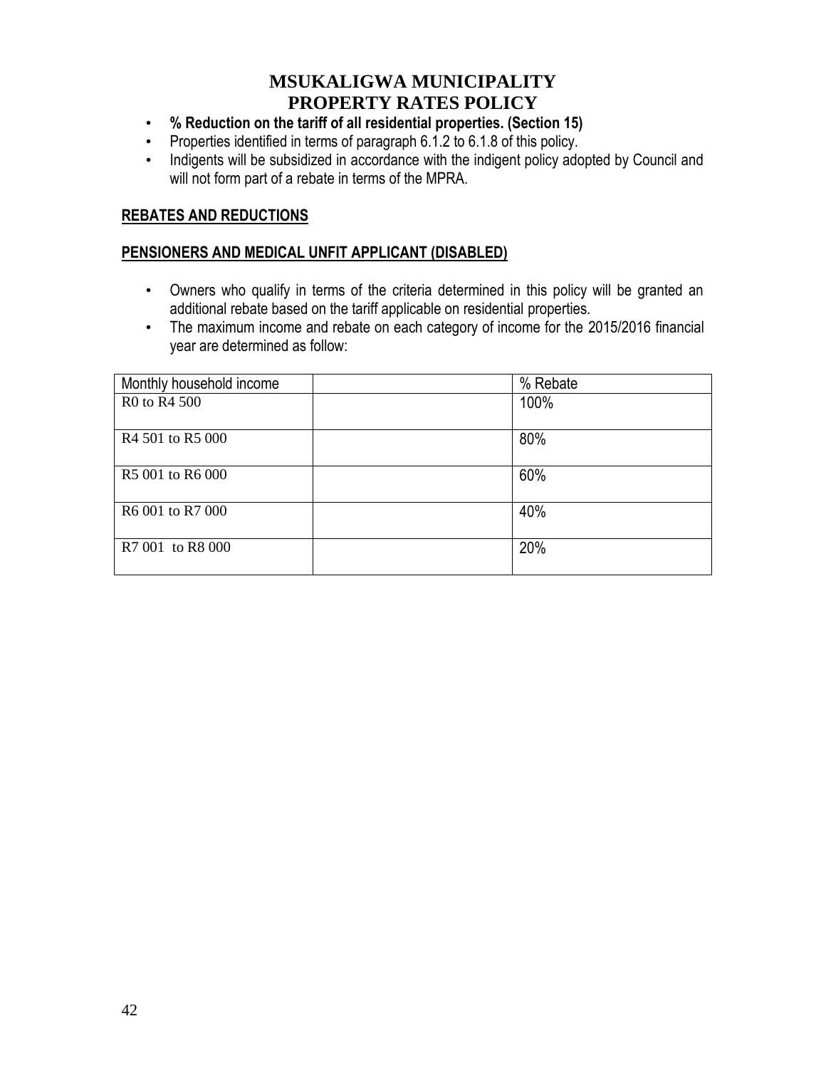- **% Reduction on the tariff of all residential properties. (Section 15)**
- Properties identified in terms of paragraph 6.1.2 to 6.1.8 of this policy.
- Indigents will be subsidized in accordance with the indigent policy adopted by Council and will not form part of a rebate in terms of the MPRA.

**REBATES AND REDUCTIONS**

**PENSIONERS AND MEDICAL UNFIT APPLICANT (DISABLED)**

- Owners who qualify in terms of the criteria determined in this policy will be granted an additional rebate based on the tariff applicable on residential properties.
- The maximum income and rebate on each category of income for the 2015/2016 financial year are determined as follow:

| Monthly household income | | % Rebate |
|---|---|---|
| R0 to R4 500 | | 100% |
| R4 501 to R5 000 | | 80% |
| R5 001 to R6 000 | | 60% |
| R6 001 to R7 000 | | 40% |
| R7 001 to R8 000 | | 20% |